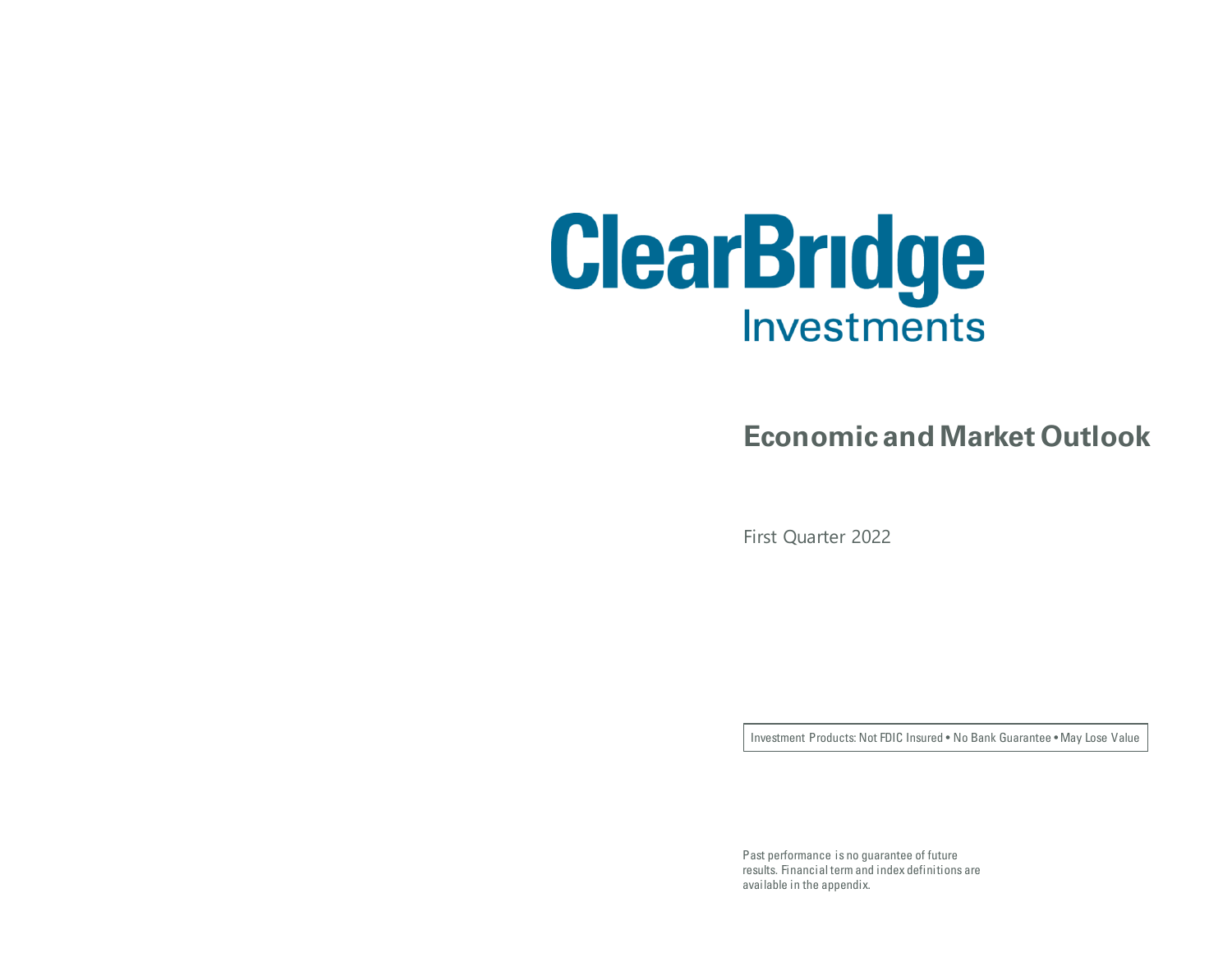ClearBridge Investments

# Economic and Market Outlook

First Quarter 2022

Investment Products: Not FDIC Insured • No Bank Guarantee • May Lose Value

Past performance is no guarantee of future results. Financial term and index definitions are available in the appendix.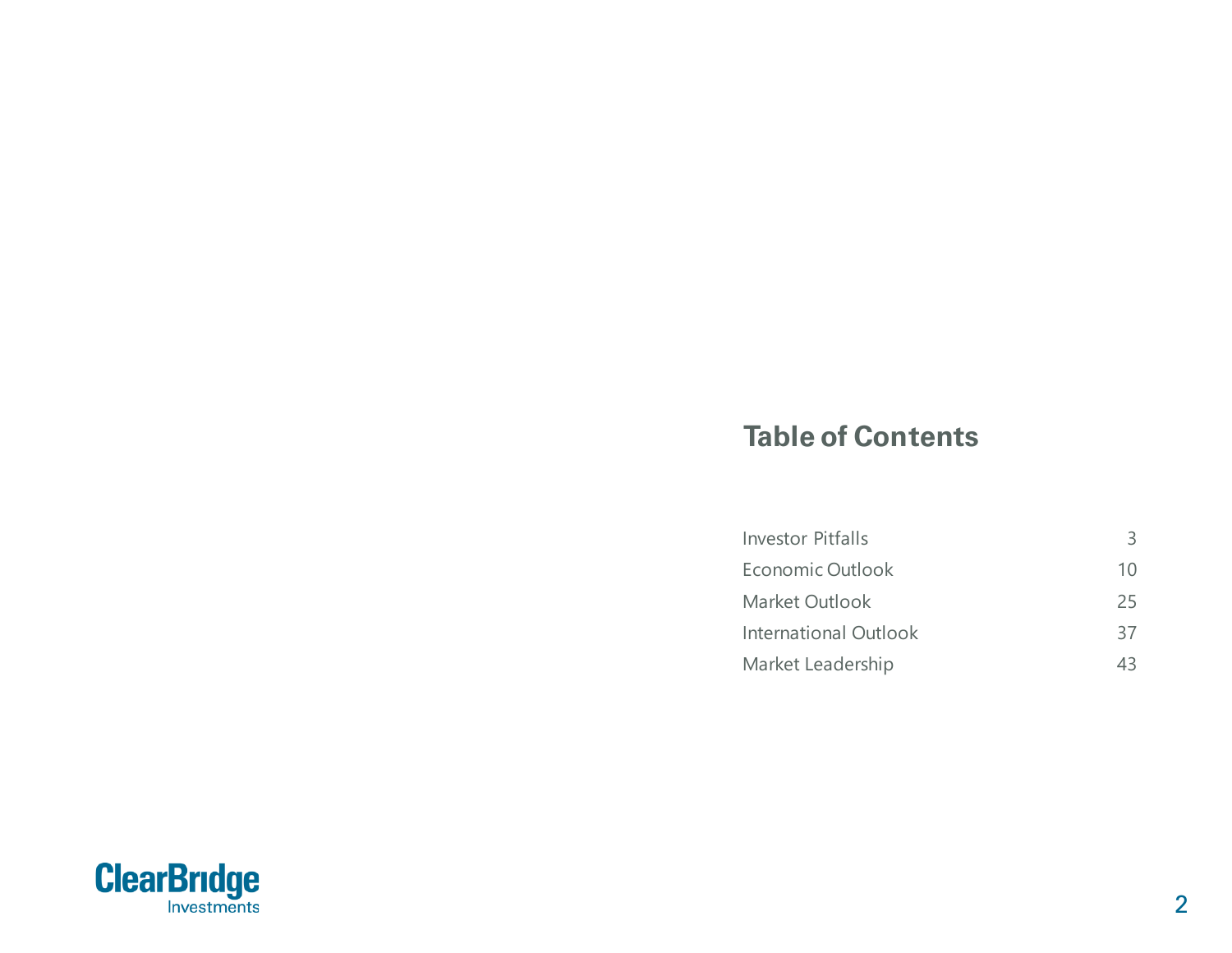# Table of Contents

| | |
|---|---|
| Investor Pitfalls | 3 |
| Economic Outlook | 10 |
| Market Outlook | 25 |
| International Outlook | 37 |
| Market Leadership | 43 |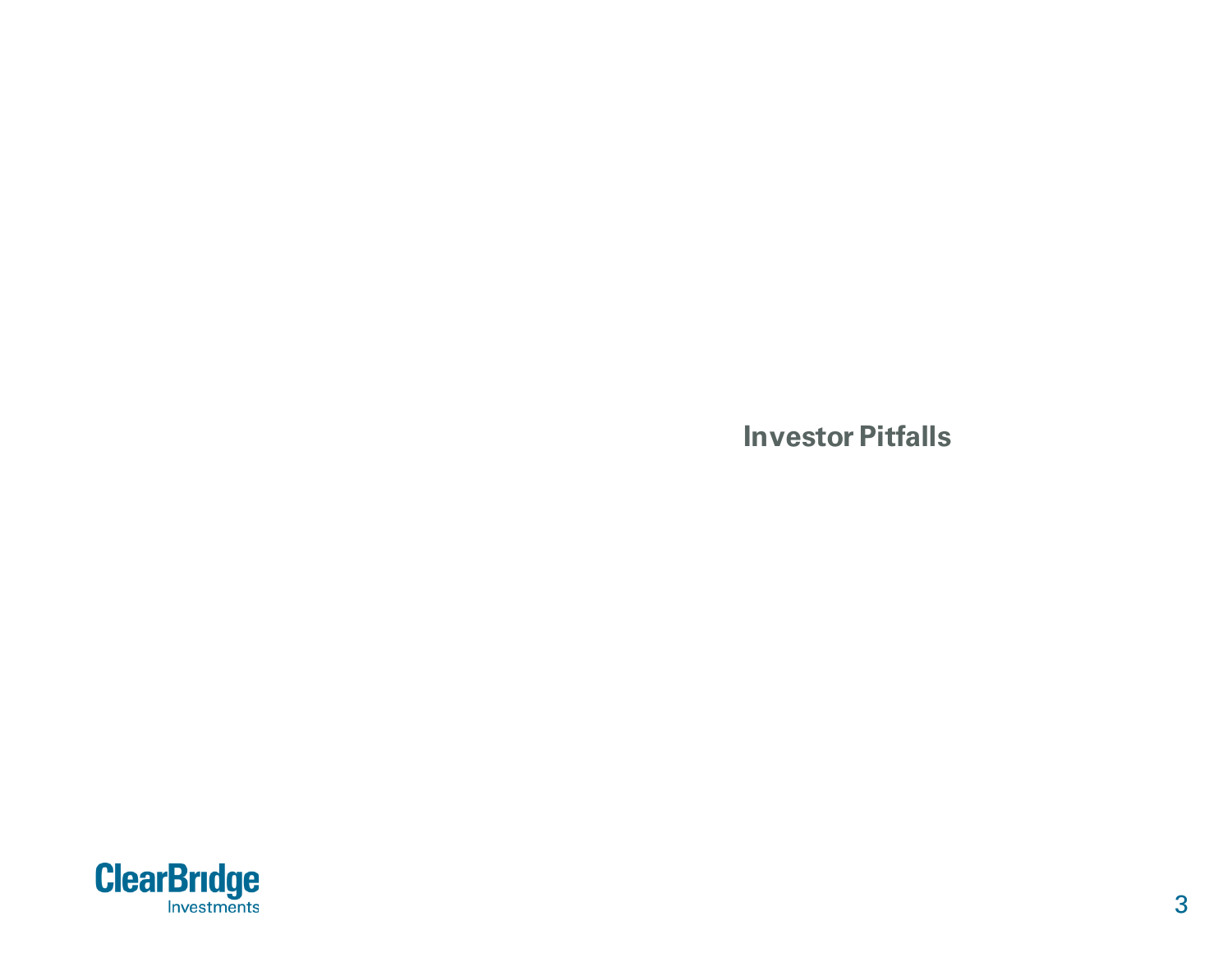# Investor Pitfalls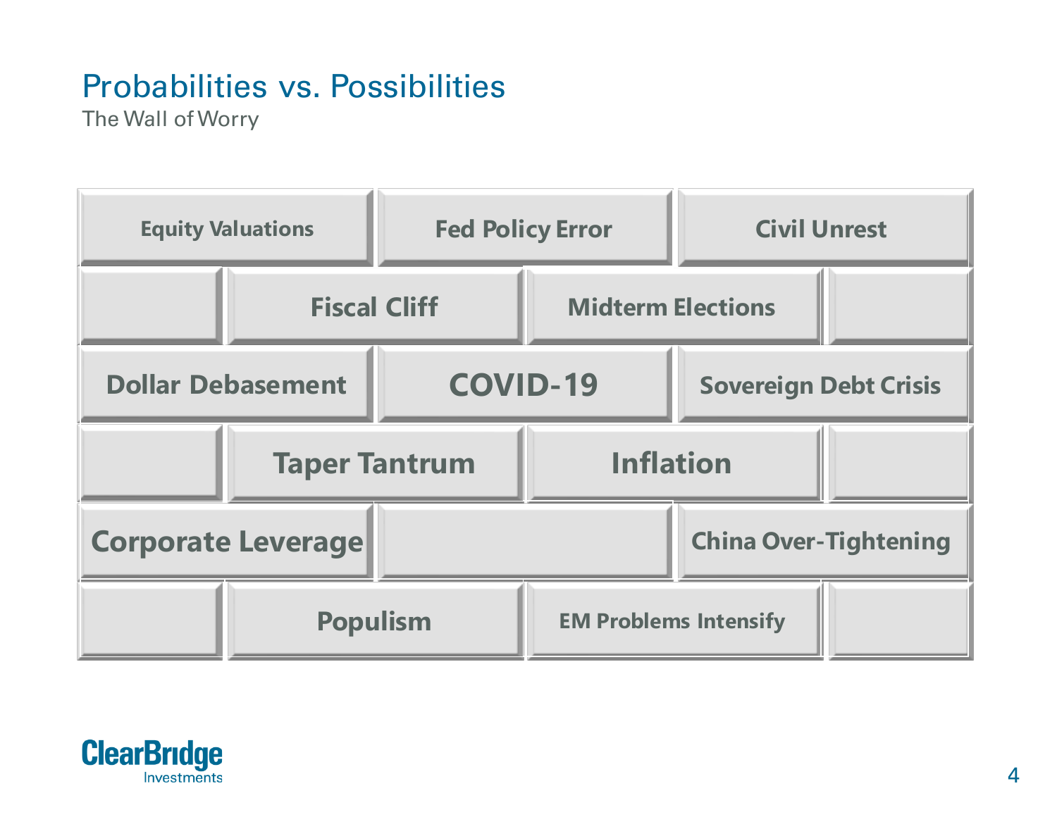# Probabilities vs. Possibilities

The Wall of Worry

- Equity Valuations
- Fed Policy Error
- Civil Unrest
- Fiscal Cliff
- Midterm Elections
- Dollar Debasement
- COVID-19
- Sovereign Debt Crisis
- Taper Tantrum
- Inflation
- Corporate Leverage
- China Over-Tightening
- Populism
- EM Problems Intensify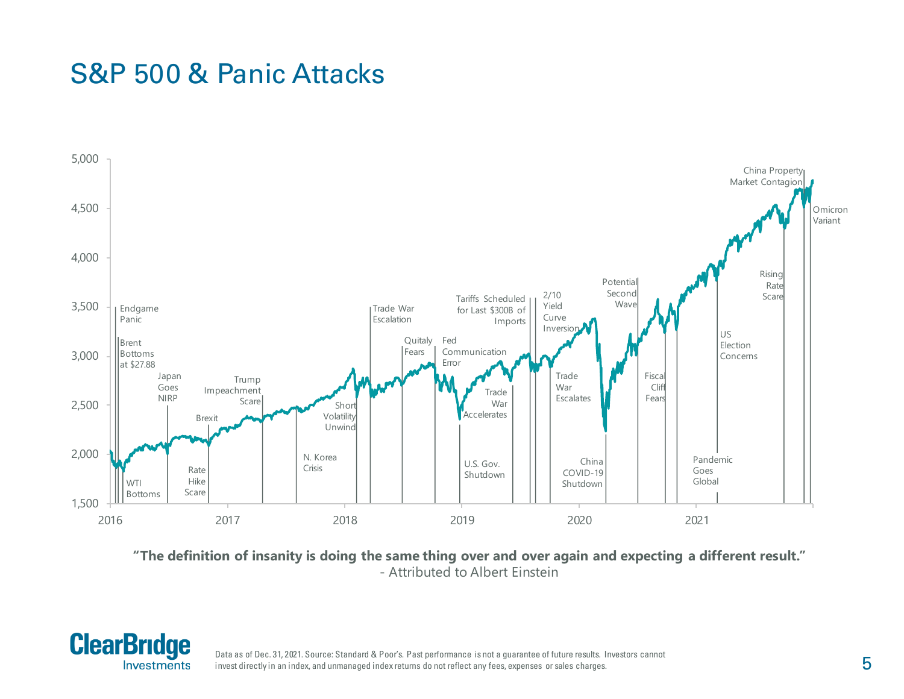# S&P 500 & Panic Attacks

**"The definition of insanity is doing the same thing over and over again and expecting a different result."**
- Attributed to Albert Einstein

Data as of Dec. 31, 2021. Source: Standard & Poor's. Past performance is not a guarantee of future results. Investors cannot invest directly in an index, and unmanaged index returns do not reflect any fees, expenses or sales charges.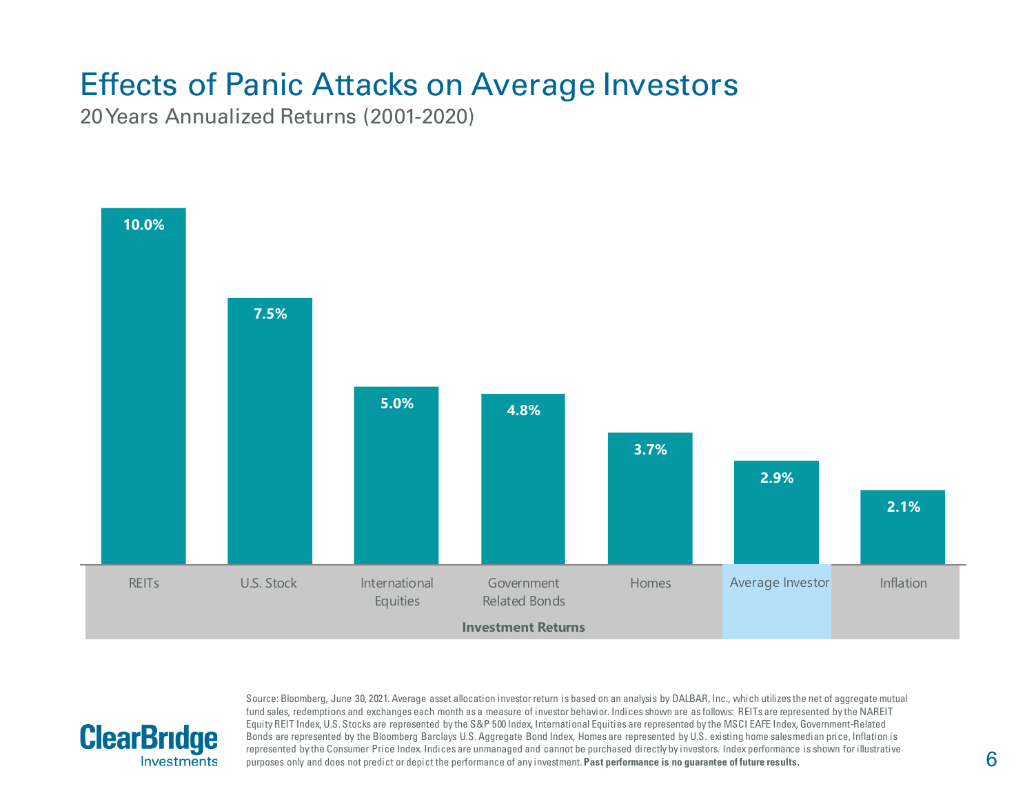# Effects of Panic Attacks on Average Investors

20 Years Annualized Returns (2001-2020)

| Investment Returns | Annualized Return |
|---|---|
| REITs | 10.0% |
| U.S. Stock | 7.5% |
| International Equities | 5.0% |
| Government Related Bonds | 4.8% |
| Homes | 3.7% |
| Average Investor | 2.9% |
| Inflation | 2.1% |

Source: Bloomberg, June 30, 2021. Average asset allocation investor return is based on an analysis by DALBAR, Inc., which utilizes the net of aggregate mutual fund sales, redemptions and exchanges each month as a measure of investor behavior. Indices shown are as follows: REITs are represented by the NAREIT Equity REIT Index, U.S. Stocks are represented by the S&P 500 Index, International Equities are represented by the MSCI EAFE Index, Government-Related Bonds are represented by the Bloomberg Barclays U.S. Aggregate Bond Index, Homes are represented by U.S. existing home sales median price, Inflation is represented by the Consumer Price Index. Indices are unmanaged and cannot be purchased directly by investors. Index performance is shown for illustrative purposes only and does not predict or depict the performance of any investment. **Past performance is no guarantee of future results.**

ClearBridge Investments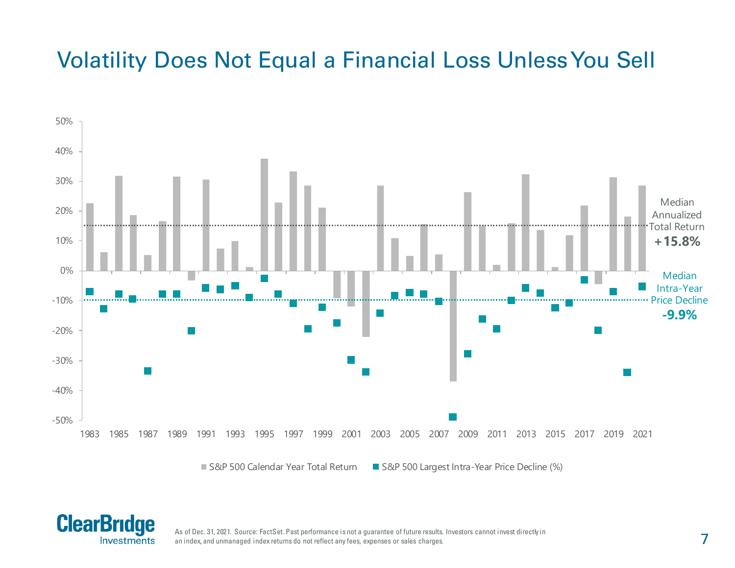# Volatility Does Not Equal a Financial Loss Unless You Sell

Median Annualized Total Return **+15.8%**

Median Intra-Year Price Decline **-9.9%**

S&P 500 Calendar Year Total Return | S&P 500 Largest Intra-Year Price Decline (%)

As of Dec. 31, 2021. Source: FactSet. Past performance is not a guarantee of future results. Investors cannot invest directly in an index, and unmanaged index returns do not reflect any fees, expenses or sales charges.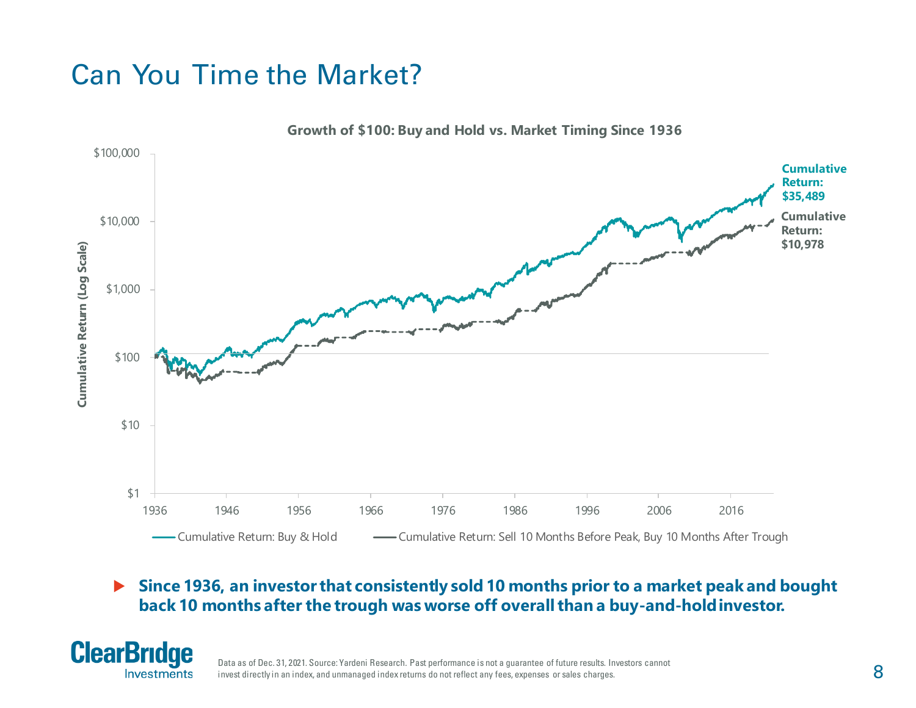# Can You Time the Market?

**Growth of $100: Buy and Hold vs. Market Timing Since 1936**

Cumulative Return (Log Scale): $1, $10, $100, $1,000, $10,000, $100,000

1936, 1946, 1956, 1966, 1976, 1986, 1996, 2006, 2016

**Cumulative Return: $35,489**

**Cumulative Return: $10,978**

— Cumulative Return: Buy & Hold — Cumulative Return: Sell 10 Months Before Peak, Buy 10 Months After Trough

- **Since 1936, an investor that consistently sold 10 months prior to a market peak and bought back 10 months after the trough was worse off overall than a buy-and-hold investor.**

ClearBridge Investments

Data as of Dec. 31, 2021. Source: Yardeni Research. Past performance is not a guarantee of future results. Investors cannot invest directly in an index, and unmanaged index returns do not reflect any fees, expenses or sales charges.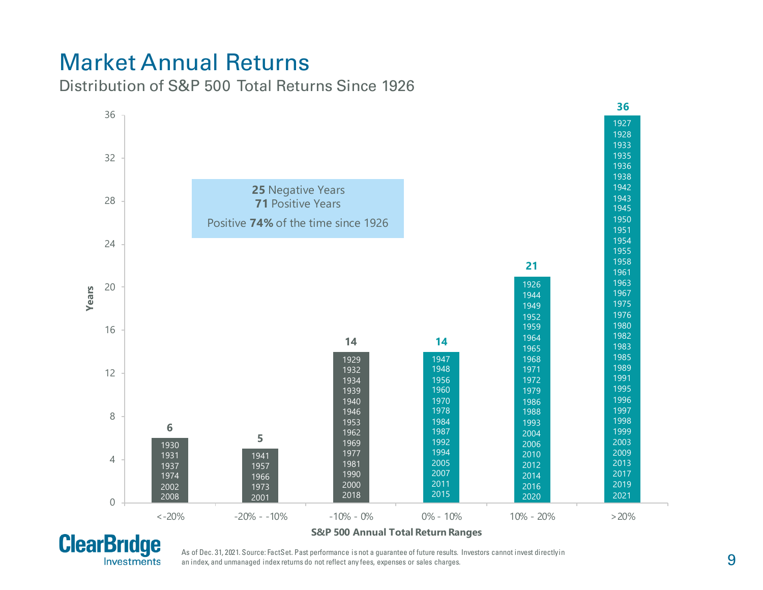# Market Annual Returns

## Distribution of S&P 500 Total Returns Since 1926

**25** Negative Years
**71** Positive Years

Positive **74%** of the time since 1926

| S&P 500 Annual Total Return Ranges | <-20% | -20% - -10% | -10% - 0% | 0% - 10% | 10% - 20% | >20% |
|---|---|---|---|---|---|---|
| Years | 6 | 5 | 14 | 14 | 21 | 36 |
| | 1930, 1931, 1937, 1974, 2002, 2008 | 1941, 1957, 1966, 1973, 2001 | 1929, 1932, 1934, 1939, 1940, 1946, 1953, 1962, 1969, 1977, 1981, 1990, 2000, 2018 | 1947, 1948, 1956, 1960, 1970, 1978, 1984, 1987, 1992, 1994, 2005, 2007, 2011, 2015 | 1926, 1944, 1949, 1952, 1959, 1964, 1965, 1968, 1971, 1972, 1979, 1986, 1988, 1993, 2004, 2006, 2010, 2012, 2014, 2016, 2020 | 1927, 1928, 1933, 1935, 1936, 1938, 1942, 1943, 1945, 1950, 1951, 1954, 1955, 1958, 1961, 1963, 1967, 1975, 1976, 1980, 1982, 1983, 1985, 1989, 1991, 1995, 1996, 1997, 1998, 1999, 2003, 2009, 2013, 2017, 2019, 2021 |

As of Dec. 31, 2021. Source: FactSet. Past performance is not a guarantee of future results. Investors cannot invest directly in an index, and unmanaged index returns do not reflect any fees, expenses or sales charges.

ClearBridge Investments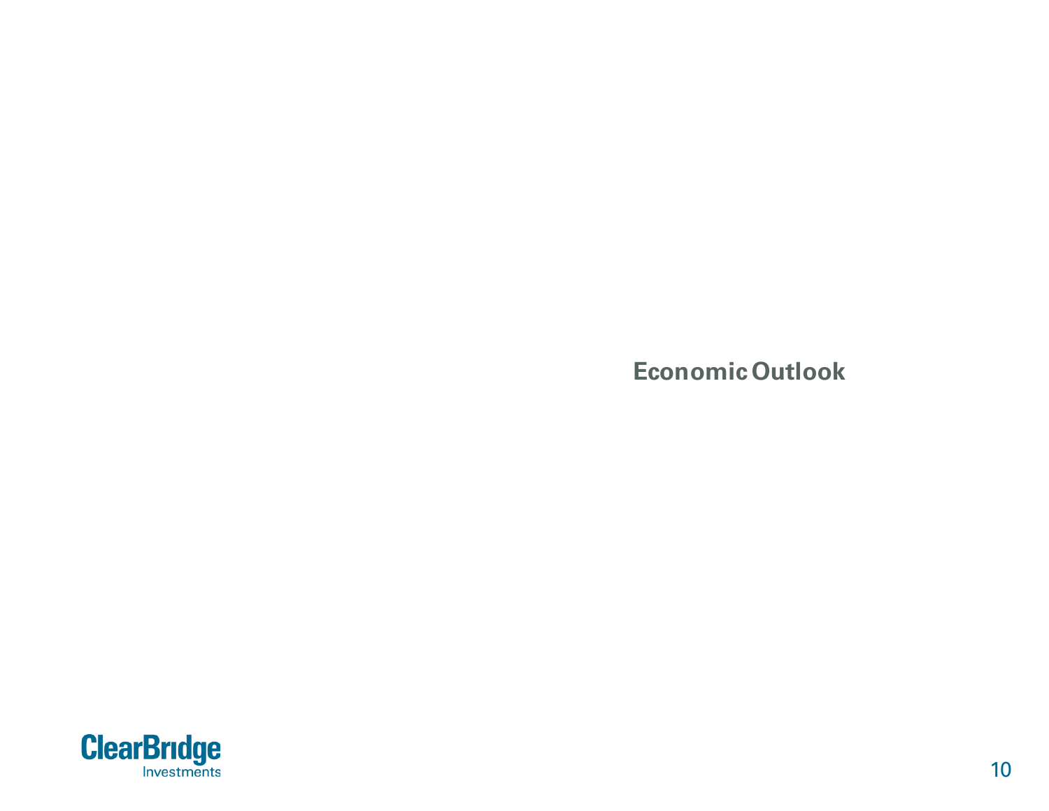# Economic Outlook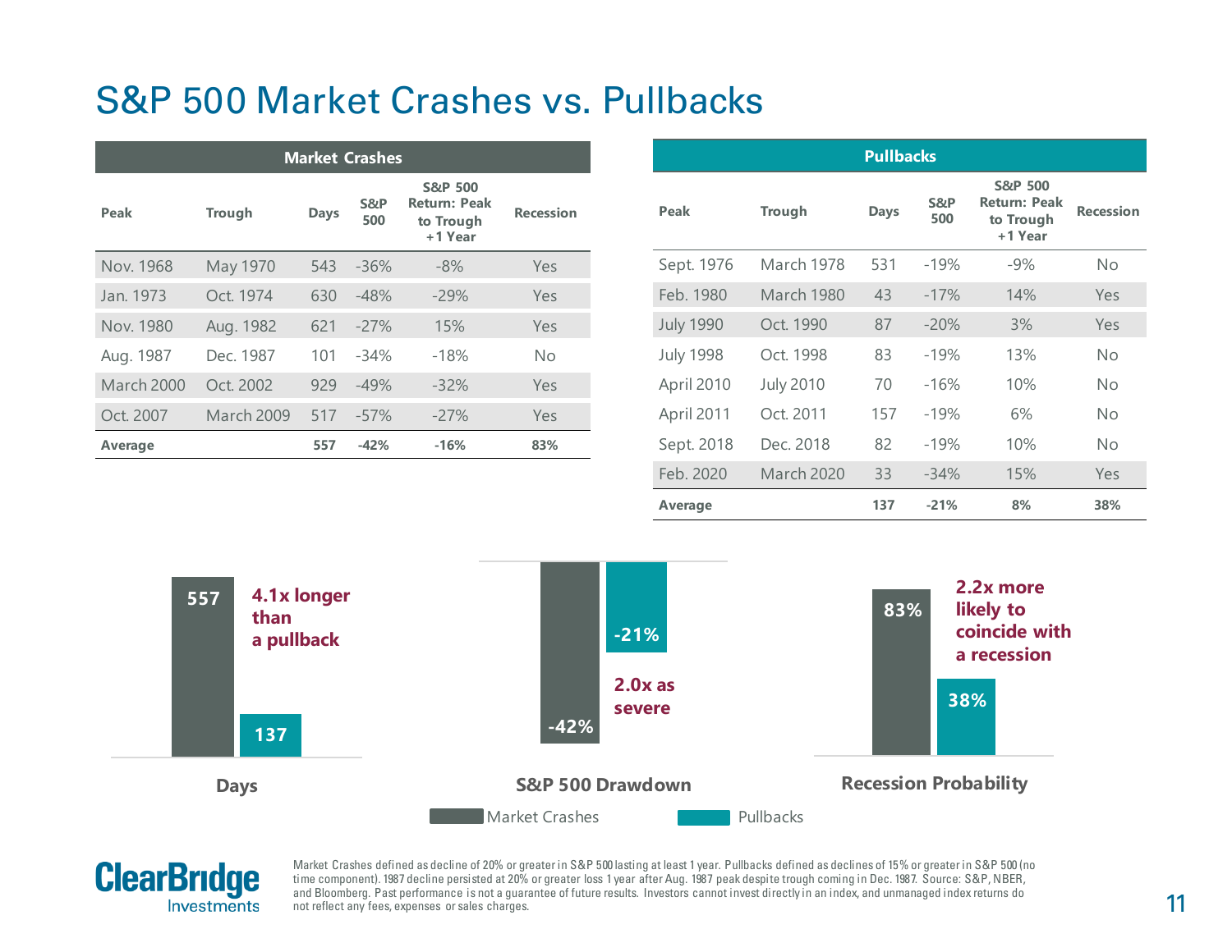# S&P 500 Market Crashes vs. Pullbacks

| Market Crashes | | | | | |
|---|---|---|---|---|---|
| Peak | Trough | Days | S&P 500 | S&P 500 Return: Peak to Trough +1 Year | Recession |
| Nov. 1968 | May 1970 | 543 | -36% | -8% | Yes |
| Jan. 1973 | Oct. 1974 | 630 | -48% | -29% | Yes |
| Nov. 1980 | Aug. 1982 | 621 | -27% | 15% | Yes |
| Aug. 1987 | Dec. 1987 | 101 | -34% | -18% | No |
| March 2000 | Oct. 2002 | 929 | -49% | -32% | Yes |
| Oct. 2007 | March 2009 | 517 | -57% | -27% | Yes |
| **Average** | | **557** | **-42%** | **-16%** | **83%** |

| Pullbacks | | | | | |
|---|---|---|---|---|---|
| Peak | Trough | Days | S&P 500 | S&P 500 Return: Peak to Trough +1 Year | Recession |
| Sept. 1976 | March 1978 | 531 | -19% | -9% | No |
| Feb. 1980 | March 1980 | 43 | -17% | 14% | Yes |
| July 1990 | Oct. 1990 | 87 | -20% | 3% | Yes |
| July 1998 | Oct. 1998 | 83 | -19% | 13% | No |
| April 2010 | July 2010 | 70 | -16% | 10% | No |
| April 2011 | Oct. 2011 | 157 | -19% | 6% | No |
| Sept. 2018 | Dec. 2018 | 82 | -19% | 10% | No |
| Feb. 2020 | March 2020 | 33 | -34% | 15% | Yes |
| **Average** | | **137** | **-21%** | **8%** | **38%** |

**Days:** Market Crashes 557; Pullbacks 137 — **4.1x longer than a pullback**

**S&P 500 Drawdown:** Market Crashes -42%; Pullbacks -21% — **2.0x as severe**

**Recession Probability:** Market Crashes 83%; Pullbacks 38% — **2.2x more likely to coincide with a recession**

Market Crashes | Pullbacks

Market Crashes defined as decline of 20% or greater in S&P 500 lasting at least 1 year. Pullbacks defined as declines of 15% or greater in S&P 500 (no time component). 1987 decline persisted at 20% or greater loss 1 year after Aug. 1987 peak despite trough coming in Dec. 1987. Source: S&P, NBER, and Bloomberg. Past performance is not a guarantee of future results. Investors cannot invest directly in an index, and unmanaged index returns do not reflect any fees, expenses or sales charges.

ClearBridge Investments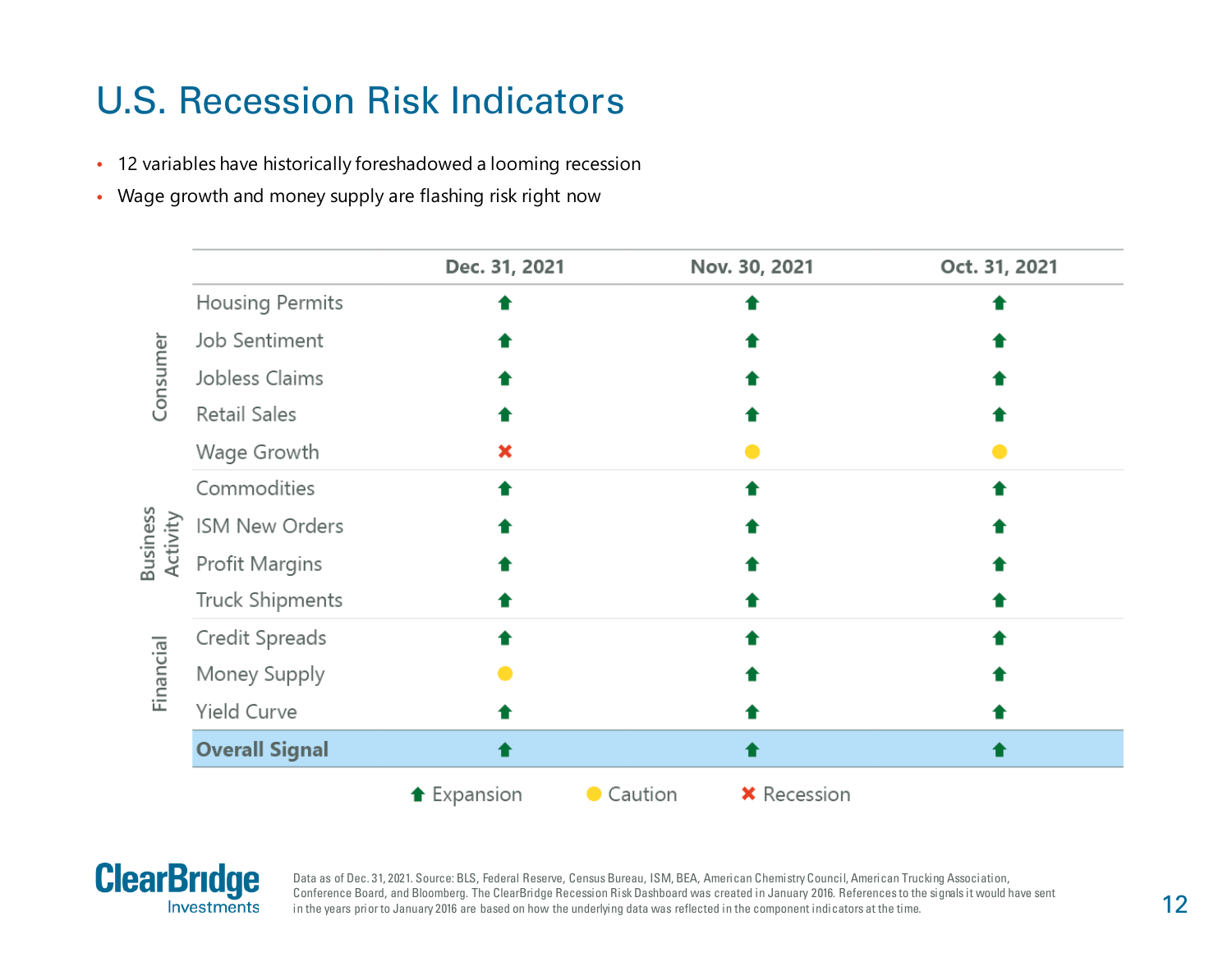# U.S. Recession Risk Indicators

- 12 variables have historically foreshadowed a looming recession
- Wage growth and money supply are flashing risk right now

| | | Dec. 31, 2021 | Nov. 30, 2021 | Oct. 31, 2021 |
|---|---|---|---|---|
| Consumer | Housing Permits | Expansion | Expansion | Expansion |
| | Job Sentiment | Expansion | Expansion | Expansion |
| | Jobless Claims | Expansion | Expansion | Expansion |
| | Retail Sales | Expansion | Expansion | Expansion |
| | Wage Growth | Recession | Caution | Caution |
| Business Activity | Commodities | Expansion | Expansion | Expansion |
| | ISM New Orders | Expansion | Expansion | Expansion |
| | Profit Margins | Expansion | Expansion | Expansion |
| | Truck Shipments | Expansion | Expansion | Expansion |
| Financial | Credit Spreads | Expansion | Expansion | Expansion |
| | Money Supply | Caution | Expansion | Expansion |
| | Yield Curve | Expansion | Expansion | Expansion |
| | **Overall Signal** | Expansion | Expansion | Expansion |

Legend: Expansion (green arrow) · Caution (yellow circle) · Recession (red X)

Data as of Dec. 31, 2021. Source: BLS, Federal Reserve, Census Bureau, ISM, BEA, American Chemistry Council, American Trucking Association, Conference Board, and Bloomberg. The ClearBridge Recession Risk Dashboard was created in January 2016. References to the signals it would have sent in the years prior to January 2016 are based on how the underlying data was reflected in the component indicators at the time.

ClearBridge Investments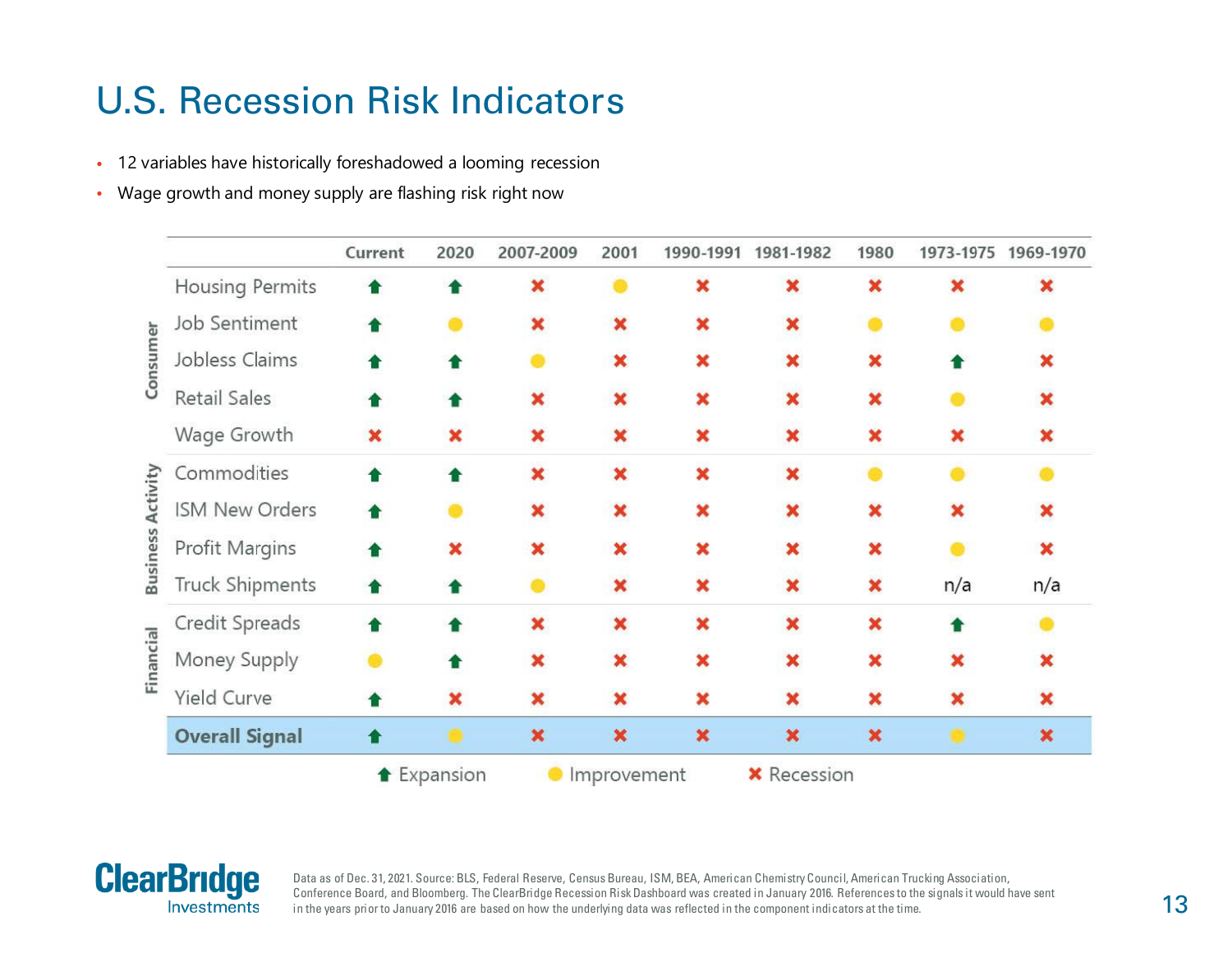# U.S. Recession Risk Indicators

- 12 variables have historically foreshadowed a looming recession
- Wage growth and money supply are flashing risk right now

| | | Current | 2020 | 2007-2009 | 2001 | 1990-1991 | 1981-1982 | 1980 | 1973-1975 | 1969-1970 |
|---|---|---|---|---|---|---|---|---|---|---|
| Consumer | Housing Permits | Expansion | Expansion | Recession | Improvement | Recession | Recession | Recession | Recession | Recession |
| | Job Sentiment | Expansion | Improvement | Recession | Recession | Recession | Recession | Improvement | Improvement | Improvement |
| | Jobless Claims | Expansion | Expansion | Improvement | Recession | Recession | Recession | Recession | Expansion | Recession |
| | Retail Sales | Expansion | Expansion | Recession | Recession | Recession | Recession | Recession | Improvement | Recession |
| | Wage Growth | Recession | Recession | Recession | Recession | Recession | Recession | Recession | Recession | Recession |
| Business Activity | Commodities | Expansion | Expansion | Recession | Recession | Recession | Recession | Improvement | Improvement | Improvement |
| | ISM New Orders | Expansion | Improvement | Recession | Recession | Recession | Recession | Recession | Recession | Recession |
| | Profit Margins | Expansion | Recession | Recession | Recession | Recession | Recession | Recession | Improvement | Recession |
| | Truck Shipments | Expansion | Expansion | Improvement | Recession | Recession | Recession | Recession | n/a | n/a |
| Financial | Credit Spreads | Expansion | Expansion | Recession | Recession | Recession | Recession | Recession | Expansion | Improvement |
| | Money Supply | Improvement | Expansion | Recession | Recession | Recession | Recession | Recession | Recession | Recession |
| | Yield Curve | Expansion | Recession | Recession | Recession | Recession | Recession | Recession | Recession | Recession |
| | **Overall Signal** | Expansion | Improvement | Recession | Recession | Recession | Recession | Recession | Improvement | Recession |

Expansion · Improvement · Recession

Data as of Dec. 31, 2021. Source: BLS, Federal Reserve, Census Bureau, ISM, BEA, American Chemistry Council, American Trucking Association, Conference Board, and Bloomberg. The ClearBridge Recession Risk Dashboard was created in January 2016. References to the signals it would have sent in the years prior to January 2016 are based on how the underlying data was reflected in the component indicators at the time.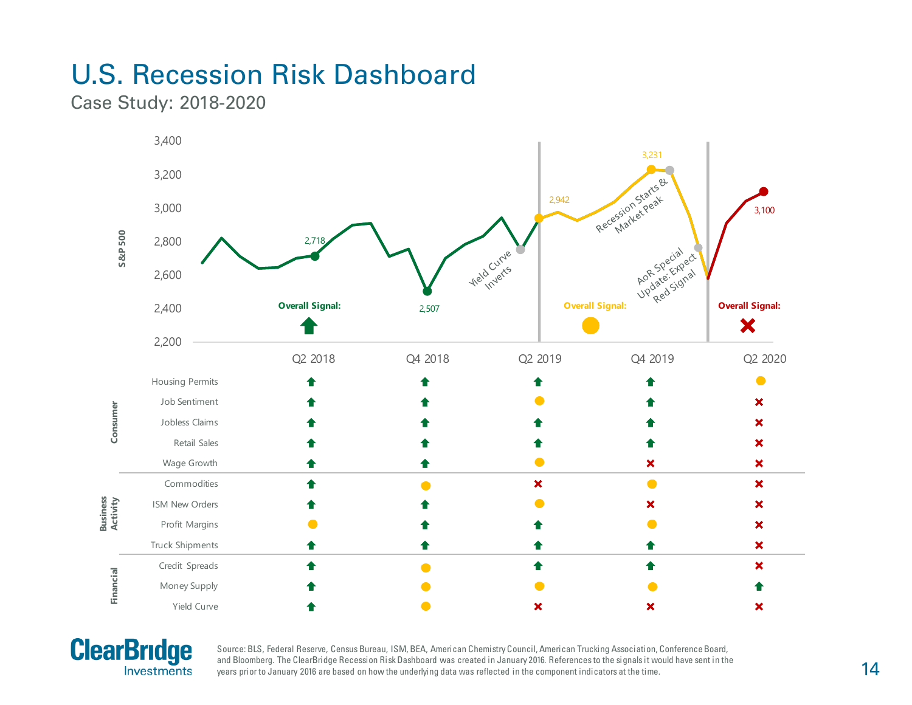# U.S. Recession Risk Dashboard

## Case Study: 2018-2020

S&P 500

| | Q2 2018 | Q4 2018 | Q2 2019 | Q4 2019 | Q2 2020 |
|---|---|---|---|---|---|
| S&P 500 | 2,718 | 2,507 | 2,942 | 3,231 | 3,100 |
| Overall Signal: | ⬆ | | ● | | ✖ |

Yield Curve Inverts

Recession Starts & Market Peak

AoR Special Update: Expect Red Signal

| | | Q2 2018 | Q4 2018 | Q2 2019 | Q4 2019 | Q2 2020 |
|---|---|---|---|---|---|---|
| Consumer | Housing Permits | ⬆ | ⬆ | ⬆ | ⬆ | ● |
| | Job Sentiment | ⬆ | ⬆ | ● | ⬆ | ✖ |
| | Jobless Claims | ⬆ | ⬆ | ⬆ | ⬆ | ✖ |
| | Retail Sales | ⬆ | ⬆ | ⬆ | ⬆ | ✖ |
| | Wage Growth | ⬆ | ⬆ | ● | ✖ | ✖ |
| Business Activity | Commodities | ⬆ | ● | ✖ | ● | ✖ |
| | ISM New Orders | ⬆ | ⬆ | ● | ✖ | ✖ |
| | Profit Margins | ● | ⬆ | ⬆ | ● | ✖ |
| | Truck Shipments | ⬆ | ⬆ | ⬆ | ⬆ | ✖ |
| Financial | Credit Spreads | ⬆ | ● | ⬆ | ⬆ | ✖ |
| | Money Supply | ⬆ | ● | ● | ● | ⬆ |
| | Yield Curve | ⬆ | ● | ✖ | ✖ | ✖ |

Source: BLS, Federal Reserve, Census Bureau, ISM, BEA, American Chemistry Council, American Trucking Association, Conference Board, and Bloomberg. The ClearBridge Recession Risk Dashboard was created in January 2016. References to the signals it would have sent in the years prior to January 2016 are based on how the underlying data was reflected in the component indicators at the time.

ClearBridge Investments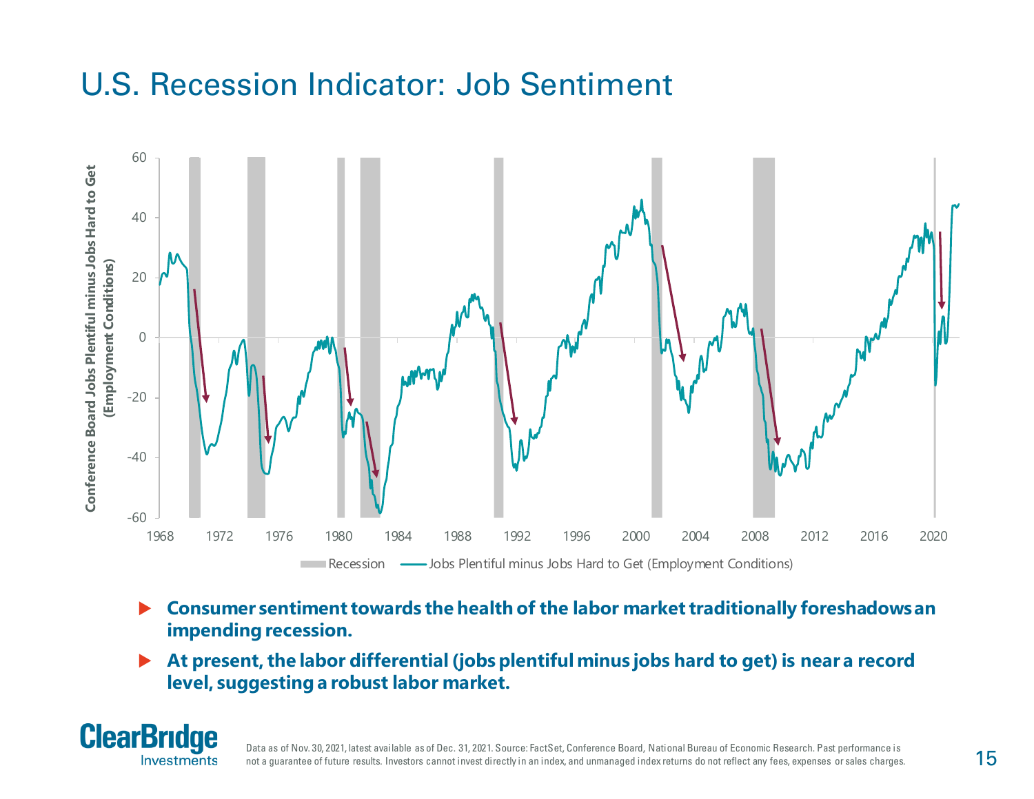# U.S. Recession Indicator: Job Sentiment

- **Consumer sentiment towards the health of the labor market traditionally foreshadows an impending recession.**
- **At present, the labor differential (jobs plentiful minus jobs hard to get) is near a record level, suggesting a robust labor market.**

Data as of Nov. 30, 2021, latest available as of Dec. 31, 2021. Source: FactSet, Conference Board, National Bureau of Economic Research. Past performance is not a guarantee of future results. Investors cannot invest directly in an index, and unmanaged index returns do not reflect any fees, expenses or sales charges.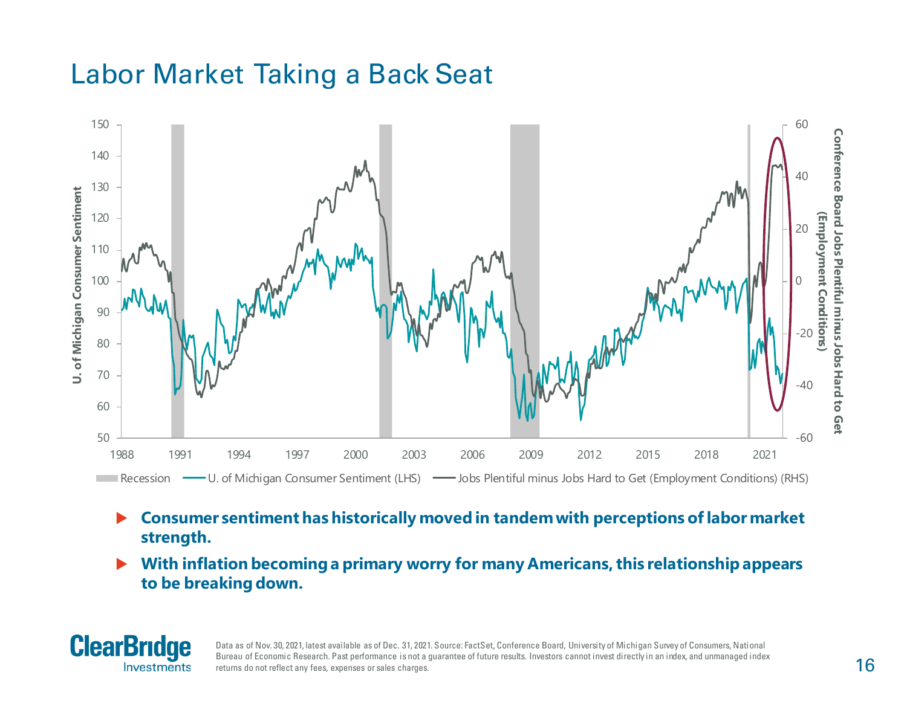# Labor Market Taking a Back Seat

- **Consumer sentiment has historically moved in tandem with perceptions of labor market strength.**
- **With inflation becoming a primary worry for many Americans, this relationship appears to be breaking down.**

Data as of Nov. 30, 2021, latest available as of Dec. 31, 2021. Source: FactSet, Conference Board, University of Michigan Survey of Consumers, National Bureau of Economic Research. Past performance is not a guarantee of future results. Investors cannot invest directly in an index, and unmanaged index returns do not reflect any fees, expenses or sales charges.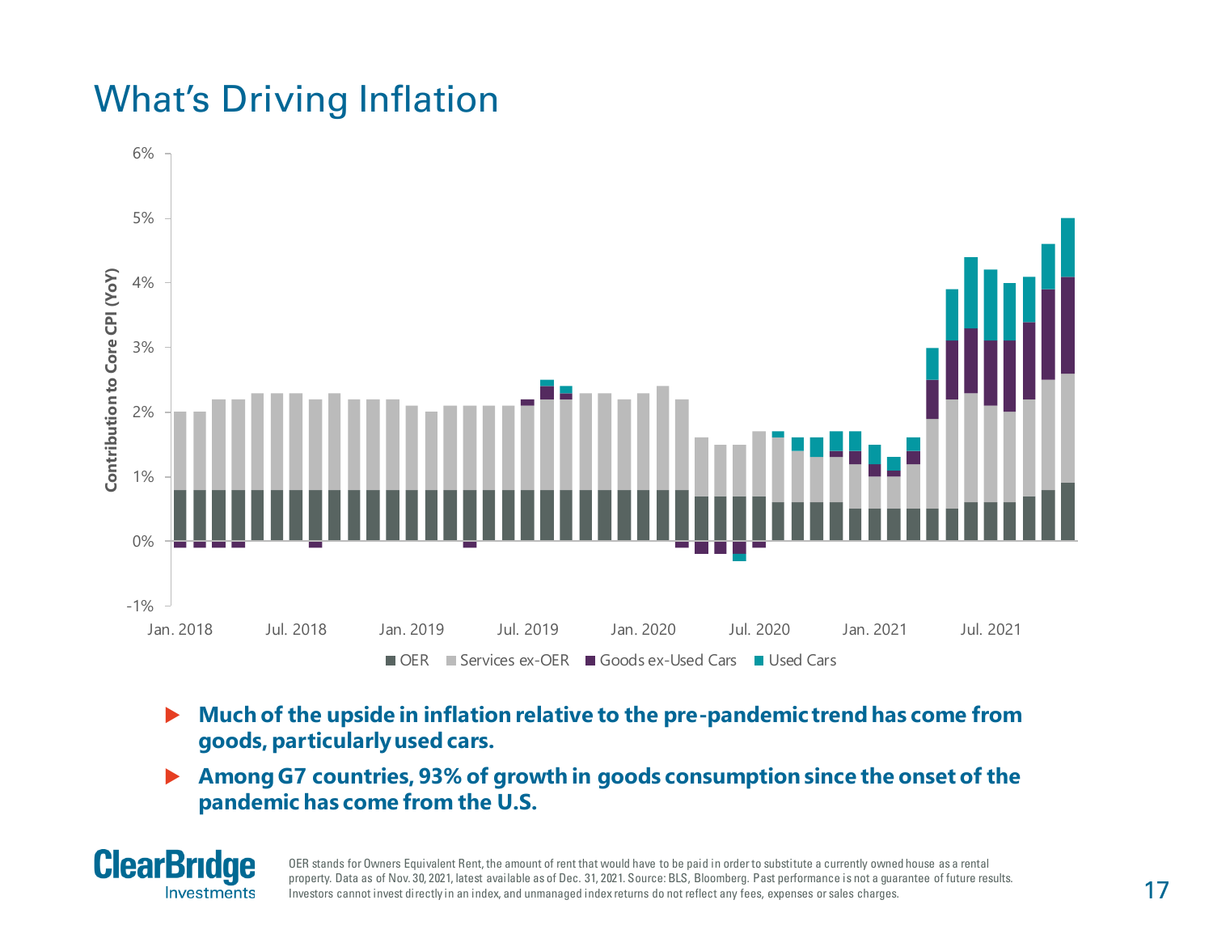# What's Driving Inflation

- **Much of the upside in inflation relative to the pre-pandemic trend has come from goods, particularly used cars.**
- **Among G7 countries, 93% of growth in goods consumption since the onset of the pandemic has come from the U.S.**

OER stands for Owners Equivalent Rent, the amount of rent that would have to be paid in order to substitute a currently owned house as a rental property. Data as of Nov. 30, 2021, latest available as of Dec. 31, 2021. Source: BLS, Bloomberg. Past performance is not a guarantee of future results. Investors cannot invest directly in an index, and unmanaged index returns do not reflect any fees, expenses or sales charges.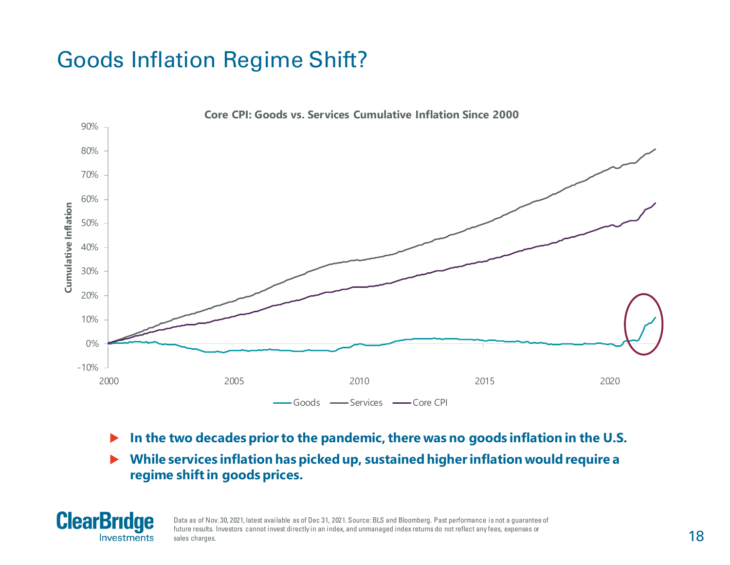# Goods Inflation Regime Shift?

**Core CPI: Goods vs. Services Cumulative Inflation Since 2000**

- **In the two decades prior to the pandemic, there was no goods inflation in the U.S.**
- **While services inflation has picked up, sustained higher inflation would require a regime shift in goods prices.**

Data as of Nov. 30, 2021, latest available as of Dec 31, 2021. Source: BLS and Bloomberg. Past performance is not a guarantee of future results. Investors cannot invest directly in an index, and unmanaged index returns do not reflect any fees, expenses or sales charges.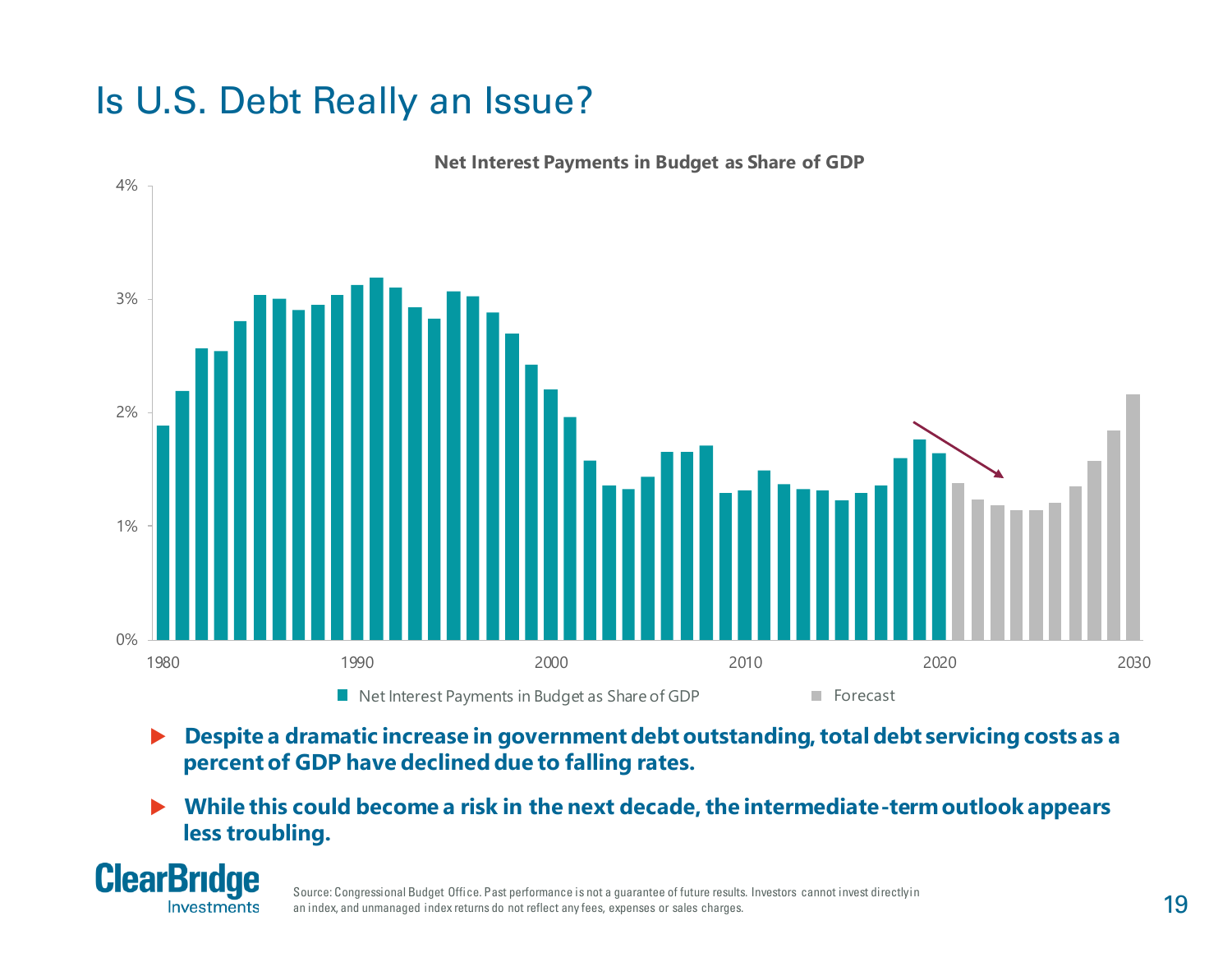# Is U.S. Debt Really an Issue?

**Net Interest Payments in Budget as Share of GDP**

- **Despite a dramatic increase in government debt outstanding, total debt servicing costs as a percent of GDP have declined due to falling rates.**
- **While this could become a risk in the next decade, the intermediate-term outlook appears less troubling.**

Source: Congressional Budget Office. Past performance is not a guarantee of future results. Investors cannot invest directly in an index, and unmanaged index returns do not reflect any fees, expenses or sales charges.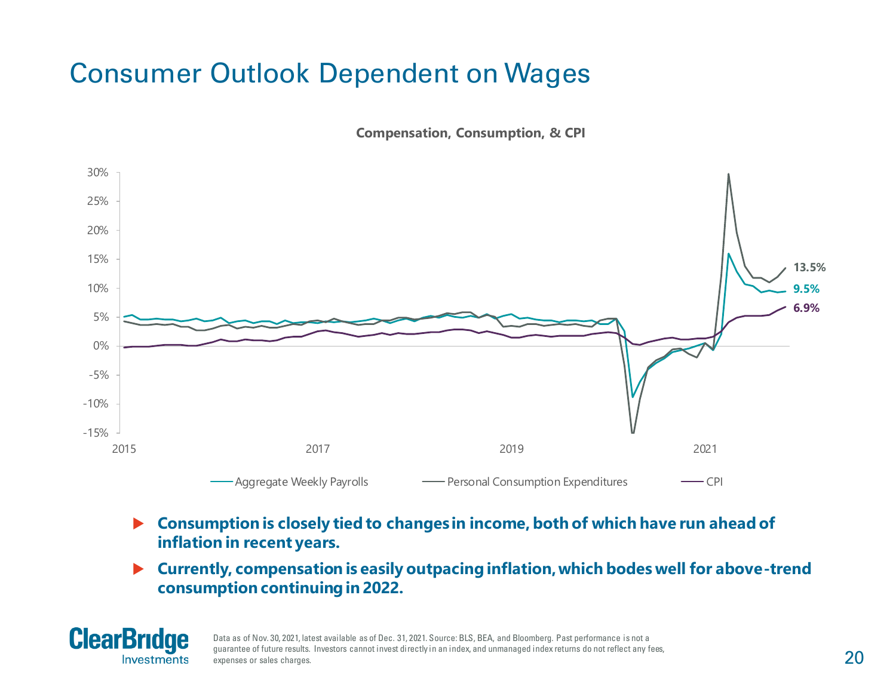# Consumer Outlook Dependent on Wages

**Compensation, Consumption, & CPI**

- Aggregate Weekly Payrolls: 9.5%
- Personal Consumption Expenditures: 13.5%
- CPI: 6.9%

- **Consumption is closely tied to changes in income, both of which have run ahead of inflation in recent years.**
- **Currently, compensation is easily outpacing inflation, which bodes well for above-trend consumption continuing in 2022.**

Data as of Nov. 30, 2021, latest available as of Dec. 31, 2021. Source: BLS, BEA, and Bloomberg. Past performance is not a guarantee of future results. Investors cannot invest directly in an index, and unmanaged index returns do not reflect any fees, expenses or sales charges.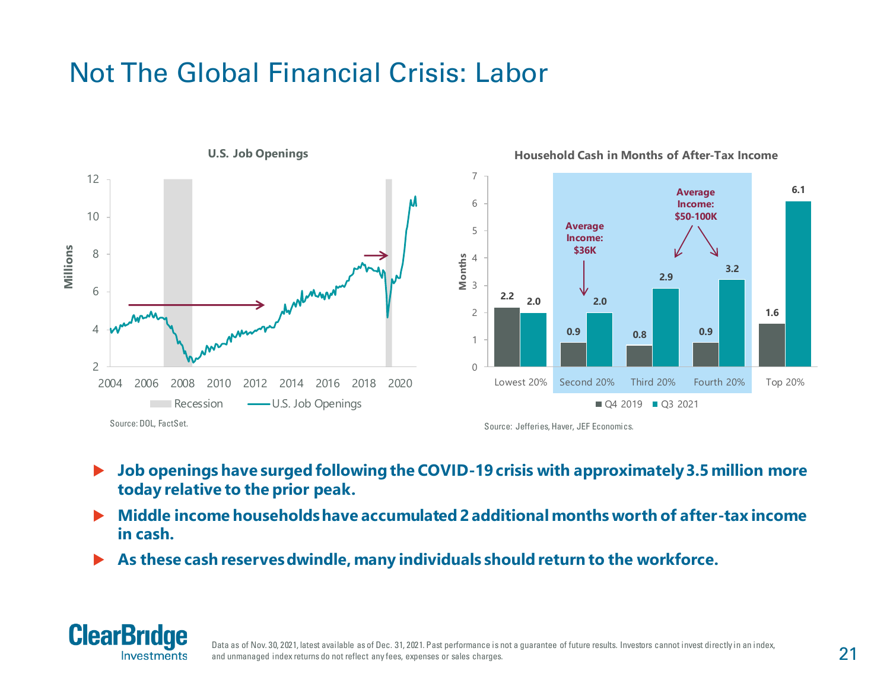# Not The Global Financial Crisis: Labor

**U.S. Job Openings**

Source: DOL, FactSet.

**Household Cash in Months of After-Tax Income**

| | Q4 2019 | Q3 2021 |
|---|---|---|
| Lowest 20% | 2.2 | 2.0 |
| Second 20% | 0.9 | 2.0 |
| Third 20% | 0.8 | 2.9 |
| Fourth 20% | 0.9 | 3.2 |
| Top 20% | 1.6 | 6.1 |

Average Income: $36K (Second 20%)

Average Income: $50-100K (Third 20%, Fourth 20%)

Source: Jefferies, Haver, JEF Economics.

- **Job openings have surged following the COVID-19 crisis with approximately 3.5 million more today relative to the prior peak.**
- **Middle income households have accumulated 2 additional months worth of after-tax income in cash.**
- **As these cash reserves dwindle, many individuals should return to the workforce.**

Data as of Nov. 30, 2021, latest available as of Dec. 31, 2021. Past performance is not a guarantee of future results. Investors cannot invest directly in an index, and unmanaged index returns do not reflect any fees, expenses or sales charges.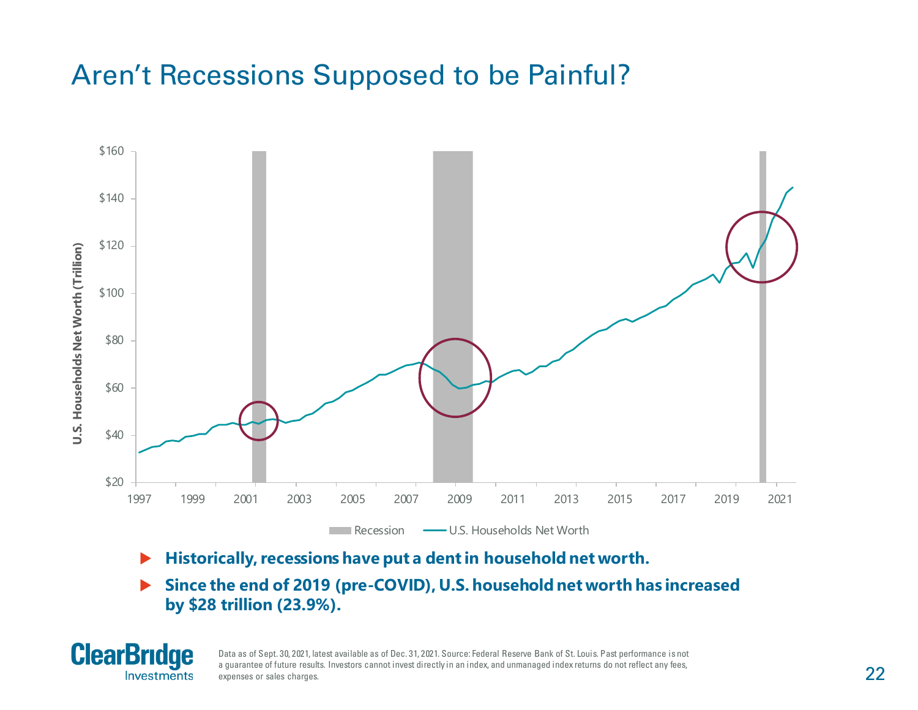# Aren't Recessions Supposed to be Painful?

- **Historically, recessions have put a dent in household net worth.**
- **Since the end of 2019 (pre-COVID), U.S. household net worth has increased by $28 trillion (23.9%).**

Data as of Sept. 30, 2021, latest available as of Dec. 31, 2021. Source: Federal Reserve Bank of St. Louis. Past performance is not a guarantee of future results. Investors cannot invest directly in an index, and unmanaged index returns do not reflect any fees, expenses or sales charges.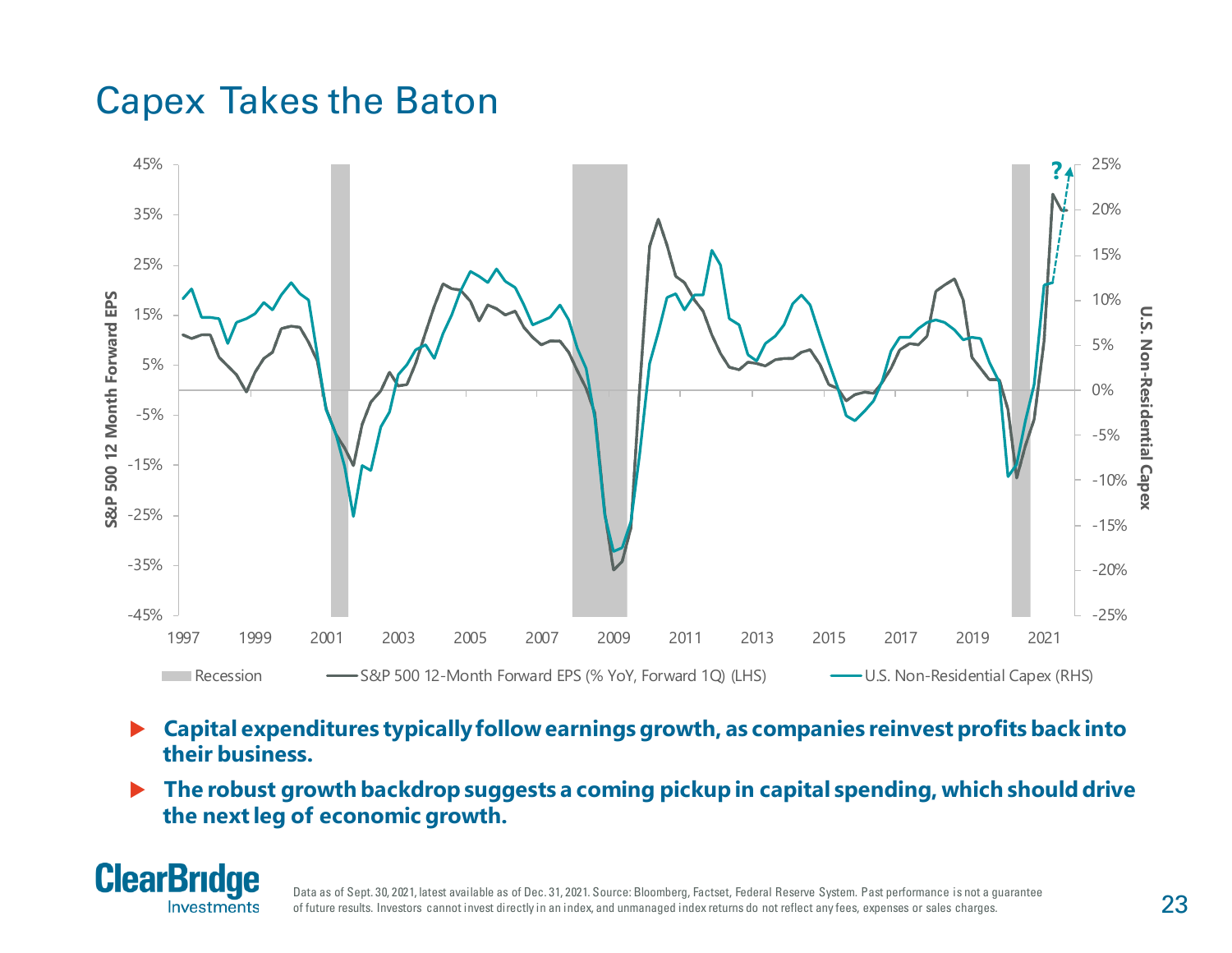# Capex Takes the Baton

S&P 500 12 Month Forward EPS (LHS) | U.S. Non-Residential Capex (RHS)

Recession — S&P 500 12-Month Forward EPS (% YoY, Forward 1Q) (LHS) — U.S. Non-Residential Capex (RHS)

- **Capital expenditures typically follow earnings growth, as companies reinvest profits back into their business.**
- **The robust growth backdrop suggests a coming pickup in capital spending, which should drive the next leg of economic growth.**

Data as of Sept. 30, 2021, latest available as of Dec. 31, 2021. Source: Bloomberg, Factset, Federal Reserve System. Past performance is not a guarantee of future results. Investors cannot invest directly in an index, and unmanaged index returns do not reflect any fees, expenses or sales charges.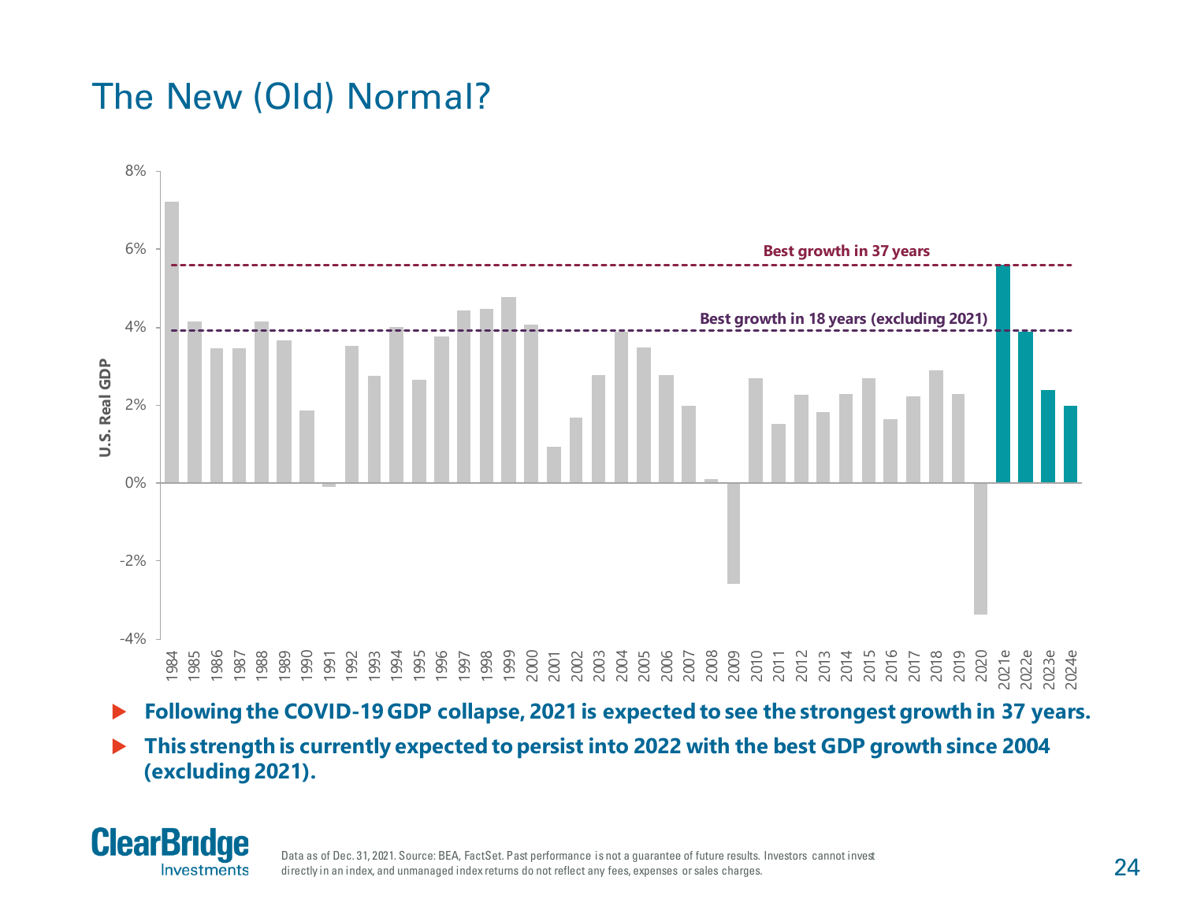# The New (Old) Normal?

- **Following the COVID-19 GDP collapse, 2021 is expected to see the strongest growth in 37 years.**
- **This strength is currently expected to persist into 2022 with the best GDP growth since 2004 (excluding 2021).**

Data as of Dec. 31, 2021. Source: BEA, FactSet. Past performance is not a guarantee of future results. Investors cannot invest directly in an index, and unmanaged index returns do not reflect any fees, expenses or sales charges.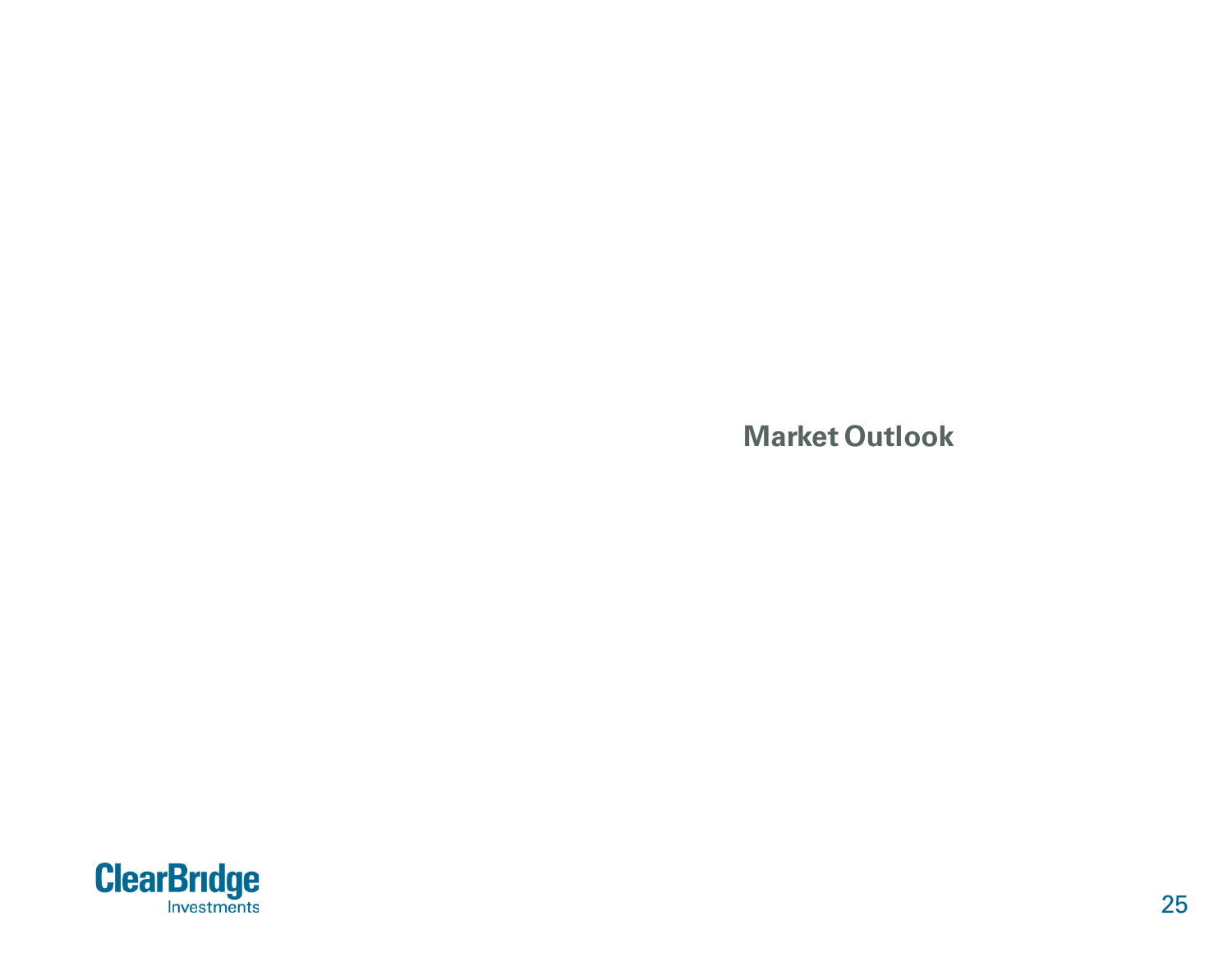# Market Outlook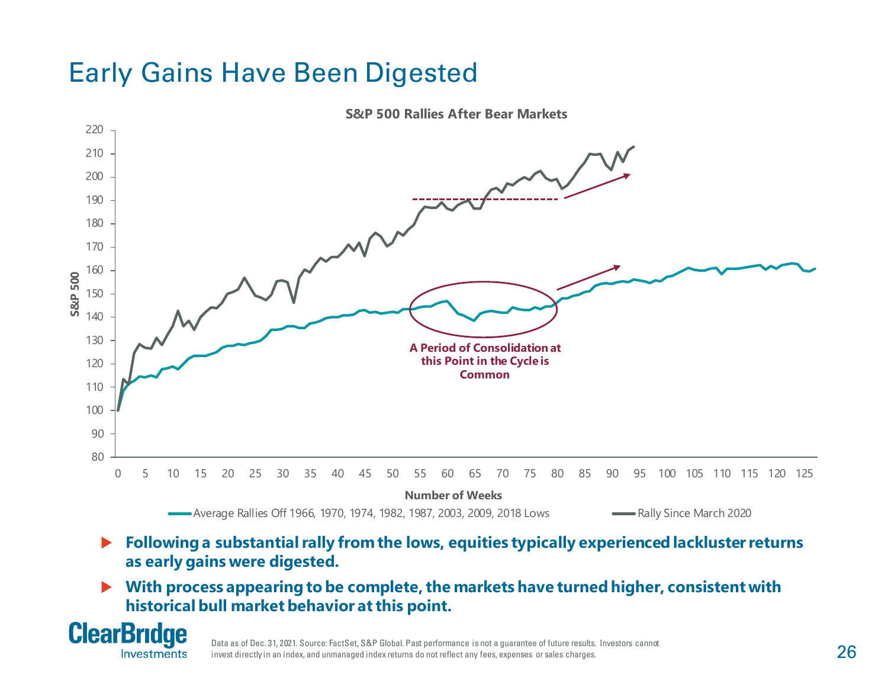# Early Gains Have Been Digested

**S&P 500 Rallies After Bear Markets**

A Period of Consolidation at this Point in the Cycle is Common

Average Rallies Off 1966, 1970, 1974, 1982, 1987, 2003, 2009, 2018 Lows — Rally Since March 2020

- **Following a substantial rally from the lows, equities typically experienced lackluster returns as early gains were digested.**
- **With process appearing to be complete, the markets have turned higher, consistent with historical bull market behavior at this point.**

Data as of Dec. 31, 2021. Source: FactSet, S&P Global. Past performance is not a guarantee of future results. Investors cannot invest directly in an index, and unmanaged index returns do not reflect any fees, expenses or sales charges.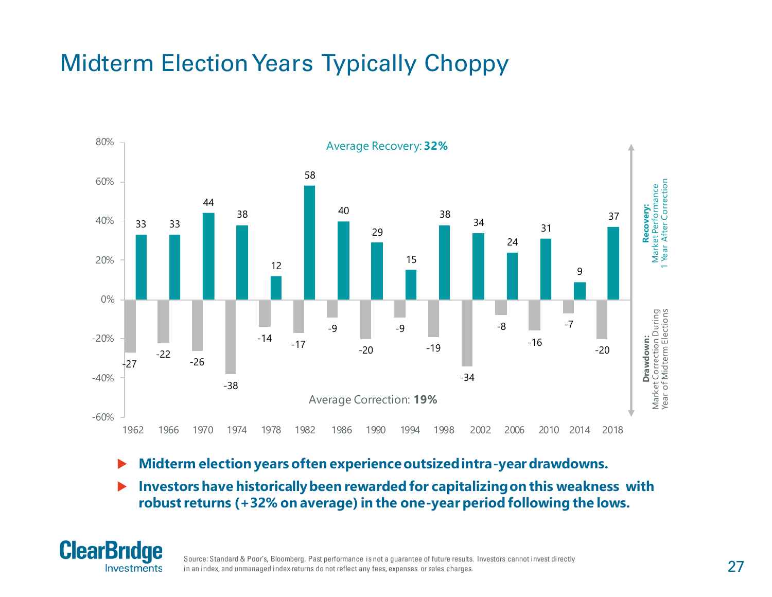# Midterm Election Years Typically Choppy

Average Recovery: **32%**

Average Correction: **19%**

| Year | Recovery: Market Performance 1 Year After Correction (%) | Drawdown: Market Correction During Year of Midterm Elections (%) |
|---|---|---|
| 1962 | 33 | -27 |
| 1966 | 33 | -22 |
| 1970 | 44 | -26 |
| 1974 | 38 | -38 |
| 1978 | 12 | -14 |
| 1982 | 58 | -17 |
| 1986 | 40 | -9 |
| 1990 | 29 | -20 |
| 1994 | 15 | -9 |
| 1998 | 38 | -19 |
| 2002 | 34 | -34 |
| 2006 | 24 | -8 |
| 2010 | 31 | -16 |
| 2014 | 9 | -7 |
| 2018 | 37 | -20 |

- **Midterm election years often experience outsized intra-year drawdowns.**
- **Investors have historically been rewarded for capitalizing on this weakness with robust returns (+32% on average) in the one-year period following the lows.**

Source: Standard & Poor's, Bloomberg. Past performance is not a guarantee of future results. Investors cannot invest directly in an index, and unmanaged index returns do not reflect any fees, expenses or sales charges.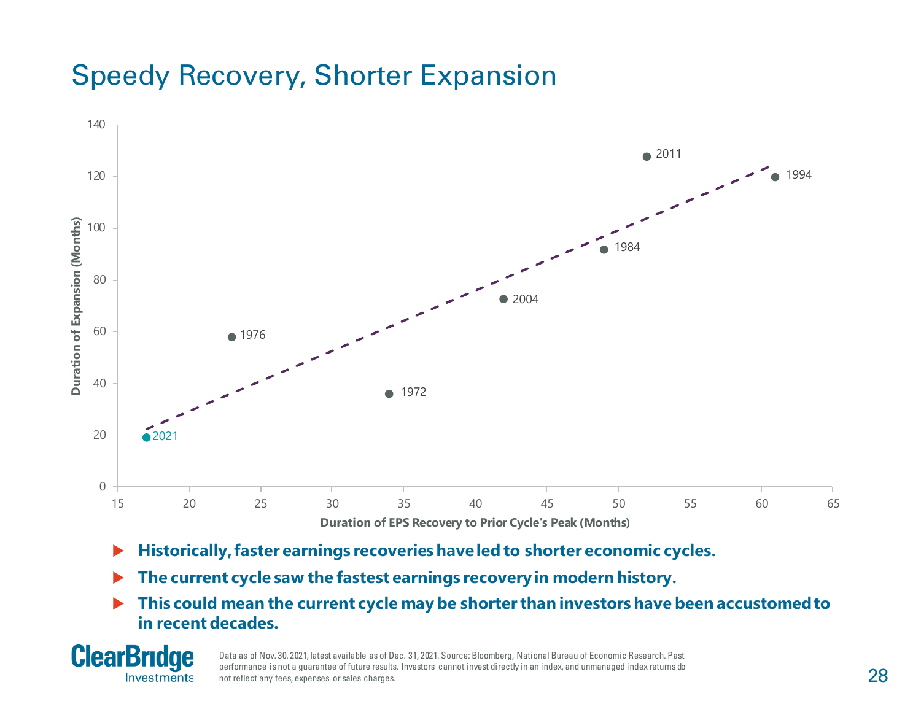# Speedy Recovery, Shorter Expansion

- **Historically, faster earnings recoveries have led to shorter economic cycles.**
- **The current cycle saw the fastest earnings recovery in modern history.**
- **This could mean the current cycle may be shorter than investors have been accustomed to in recent decades.**

Data as of Nov. 30, 2021, latest available as of Dec. 31, 2021. Source: Bloomberg, National Bureau of Economic Research. Past performance is not a guarantee of future results. Investors cannot invest directly in an index, and unmanaged index returns do not reflect any fees, expenses or sales charges.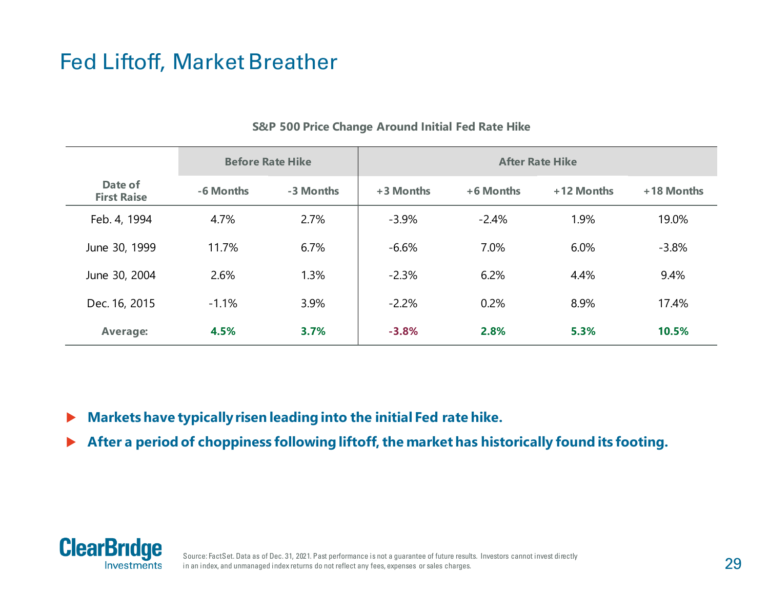# Fed Liftoff, Market Breather

**S&P 500 Price Change Around Initial Fed Rate Hike**

| Date of First Raise | Before Rate Hike | | After Rate Hike | | | |
|---|---|---|---|---|---|---|
| | -6 Months | -3 Months | +3 Months | +6 Months | +12 Months | +18 Months |
| Feb. 4, 1994 | 4.7% | 2.7% | -3.9% | -2.4% | 1.9% | 19.0% |
| June 30, 1999 | 11.7% | 6.7% | -6.6% | 7.0% | 6.0% | -3.8% |
| June 30, 2004 | 2.6% | 1.3% | -2.3% | 6.2% | 4.4% | 9.4% |
| Dec. 16, 2015 | -1.1% | 3.9% | -2.2% | 0.2% | 8.9% | 17.4% |
| **Average:** | **4.5%** | **3.7%** | **-3.8%** | **2.8%** | **5.3%** | **10.5%** |

- **Markets have typically risen leading into the initial Fed rate hike.**
- **After a period of choppiness following liftoff, the market has historically found its footing.**

ClearBridge Investments

Source: FactSet. Data as of Dec. 31, 2021. Past performance is not a guarantee of future results. Investors cannot invest directly in an index, and unmanaged index returns do not reflect any fees, expenses or sales charges.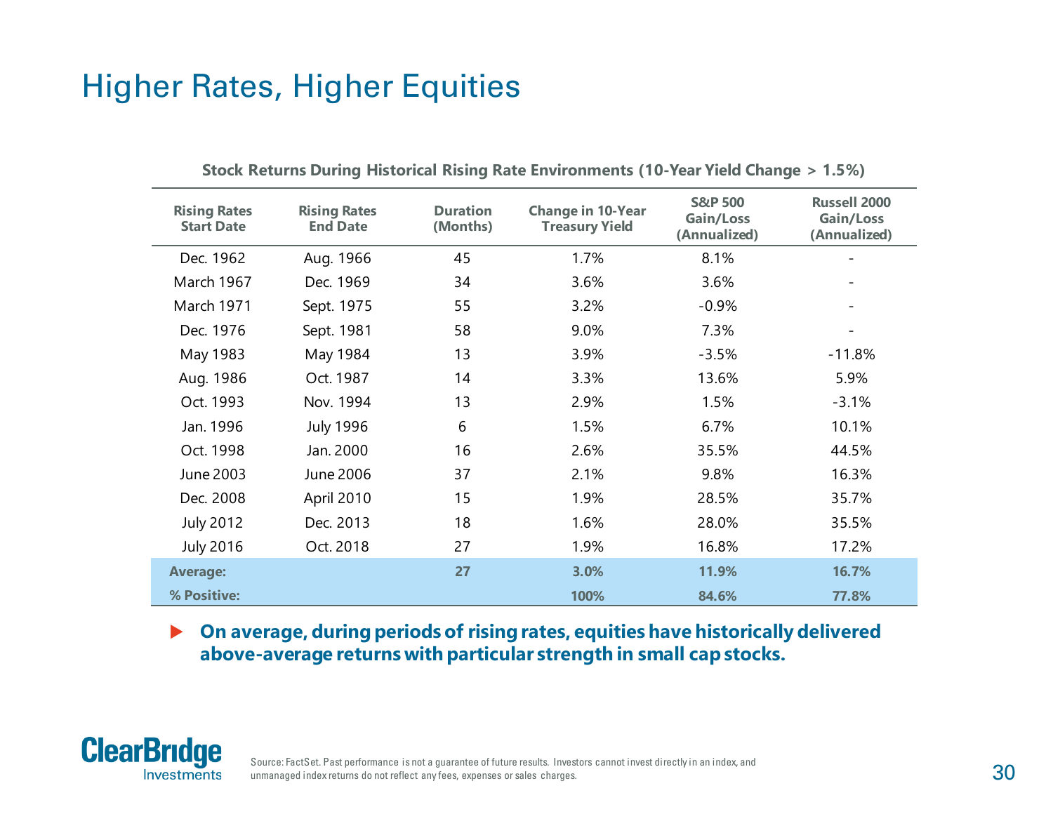# Higher Rates, Higher Equities

**Stock Returns During Historical Rising Rate Environments (10-Year Yield Change > 1.5%)**

| Rising Rates Start Date | Rising Rates End Date | Duration (Months) | Change in 10-Year Treasury Yield | S&P 500 Gain/Loss (Annualized) | Russell 2000 Gain/Loss (Annualized) |
|---|---|---|---|---|---|
| Dec. 1962 | Aug. 1966 | 45 | 1.7% | 8.1% | - |
| March 1967 | Dec. 1969 | 34 | 3.6% | 3.6% | - |
| March 1971 | Sept. 1975 | 55 | 3.2% | -0.9% | - |
| Dec. 1976 | Sept. 1981 | 58 | 9.0% | 7.3% | - |
| May 1983 | May 1984 | 13 | 3.9% | -3.5% | -11.8% |
| Aug. 1986 | Oct. 1987 | 14 | 3.3% | 13.6% | 5.9% |
| Oct. 1993 | Nov. 1994 | 13 | 2.9% | 1.5% | -3.1% |
| Jan. 1996 | July 1996 | 6 | 1.5% | 6.7% | 10.1% |
| Oct. 1998 | Jan. 2000 | 16 | 2.6% | 35.5% | 44.5% |
| June 2003 | June 2006 | 37 | 2.1% | 9.8% | 16.3% |
| Dec. 2008 | April 2010 | 15 | 1.9% | 28.5% | 35.7% |
| July 2012 | Dec. 2013 | 18 | 1.6% | 28.0% | 35.5% |
| July 2016 | Oct. 2018 | 27 | 1.9% | 16.8% | 17.2% |
| **Average:** | | **27** | **3.0%** | **11.9%** | **16.7%** |
| **% Positive:** | | | **100%** | **84.6%** | **77.8%** |

- **On average, during periods of rising rates, equities have historically delivered above-average returns with particular strength in small cap stocks.**

Source: FactSet. Past performance is not a guarantee of future results. Investors cannot invest directly in an index, and unmanaged index returns do not reflect any fees, expenses or sales charges.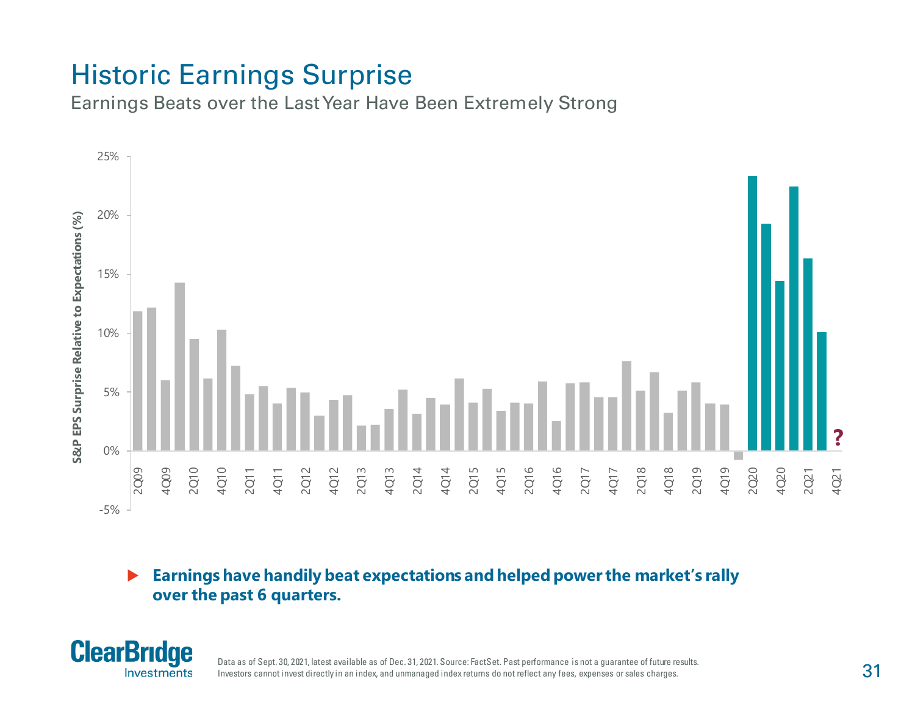# Historic Earnings Surprise

## Earnings Beats over the Last Year Have Been Extremely Strong

S&P EPS Surprise Relative to Expectations (%)

25%
20%
15%
10%
5%
0%
-5%

2Q09 4Q09 2Q10 4Q10 2Q11 4Q11 2Q12 4Q12 2Q13 4Q13 2Q14 4Q14 2Q15 4Q15 2Q16 4Q16 2Q17 4Q17 2Q18 4Q18 2Q19 4Q19 2Q20 4Q20 2Q21 4Q21

?

- **Earnings have handily beat expectations and helped power the market's rally over the past 6 quarters.**

Data as of Sept. 30, 2021, latest available as of Dec. 31, 2021. Source: FactSet. Past performance is not a guarantee of future results. Investors cannot invest directly in an index, and unmanaged index returns do not reflect any fees, expenses or sales charges.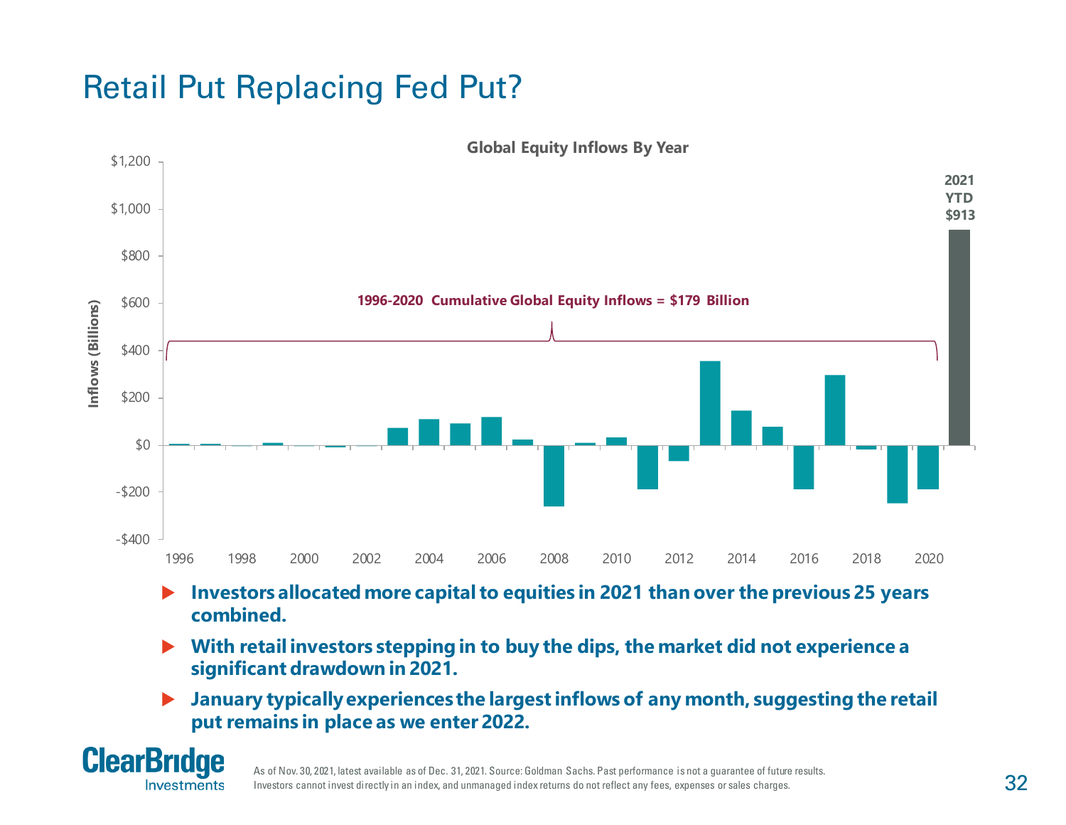# Retail Put Replacing Fed Put?

**Global Equity Inflows By Year**

Inflows (Billions)

1996-2020 Cumulative Global Equity Inflows = $179 Billion

2021 YTD $913

- **Investors allocated more capital to equities in 2021 than over the previous 25 years combined.**
- **With retail investors stepping in to buy the dips, the market did not experience a significant drawdown in 2021.**
- **January typically experiences the largest inflows of any month, suggesting the retail put remains in place as we enter 2022.**

As of Nov. 30, 2021, latest available as of Dec. 31, 2021. Source: Goldman Sachs. Past performance is not a guarantee of future results. Investors cannot invest directly in an index, and unmanaged index returns do not reflect any fees, expenses or sales charges.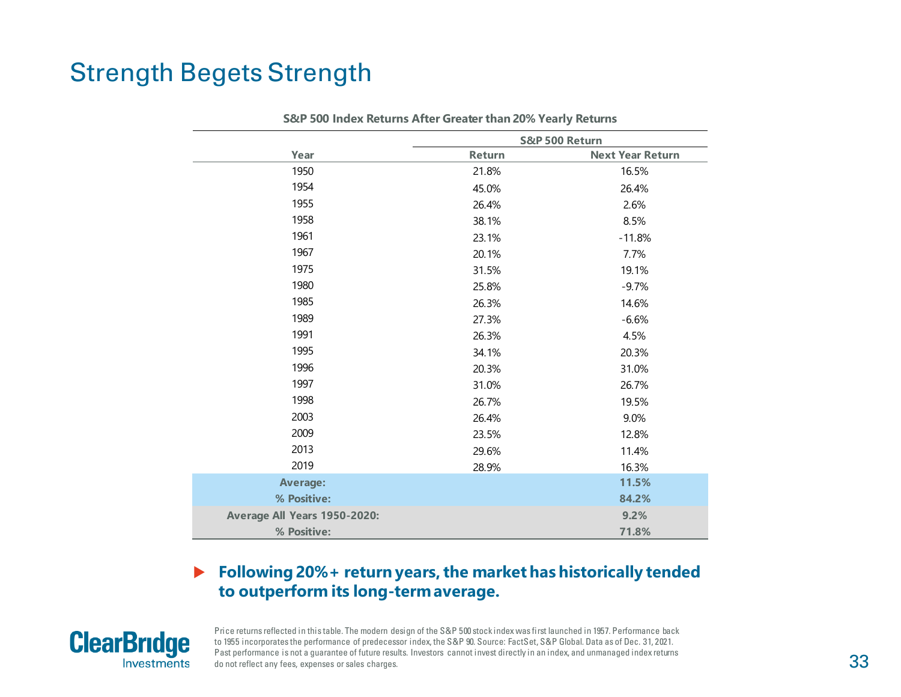# Strength Begets Strength

**S&P 500 Index Returns After Greater than 20% Yearly Returns**

| | S&P 500 Return | |
|---|---|---|
| **Year** | **Return** | **Next Year Return** |
| 1950 | 21.8% | 16.5% |
| 1954 | 45.0% | 26.4% |
| 1955 | 26.4% | 2.6% |
| 1958 | 38.1% | 8.5% |
| 1961 | 23.1% | -11.8% |
| 1967 | 20.1% | 7.7% |
| 1975 | 31.5% | 19.1% |
| 1980 | 25.8% | -9.7% |
| 1985 | 26.3% | 14.6% |
| 1989 | 27.3% | -6.6% |
| 1991 | 26.3% | 4.5% |
| 1995 | 34.1% | 20.3% |
| 1996 | 20.3% | 31.0% |
| 1997 | 31.0% | 26.7% |
| 1998 | 26.7% | 19.5% |
| 2003 | 26.4% | 9.0% |
| 2009 | 23.5% | 12.8% |
| 2013 | 29.6% | 11.4% |
| 2019 | 28.9% | 16.3% |
| **Average:** | | **11.5%** |
| **% Positive:** | | **84.2%** |
| **Average All Years 1950-2020:** | | **9.2%** |
| **% Positive:** | | **71.8%** |

- **Following 20%+ return years, the market has historically tended to outperform its long-term average.**

Price returns reflected in this table. The modern design of the S&P 500 stock index was first launched in 1957. Performance back to 1955 incorporates the performance of predecessor index, the S&P 90. Source: FactSet, S&P Global. Data as of Dec. 31, 2021. Past performance is not a guarantee of future results. Investors cannot invest directly in an index, and unmanaged index returns do not reflect any fees, expenses or sales charges.

ClearBridge Investments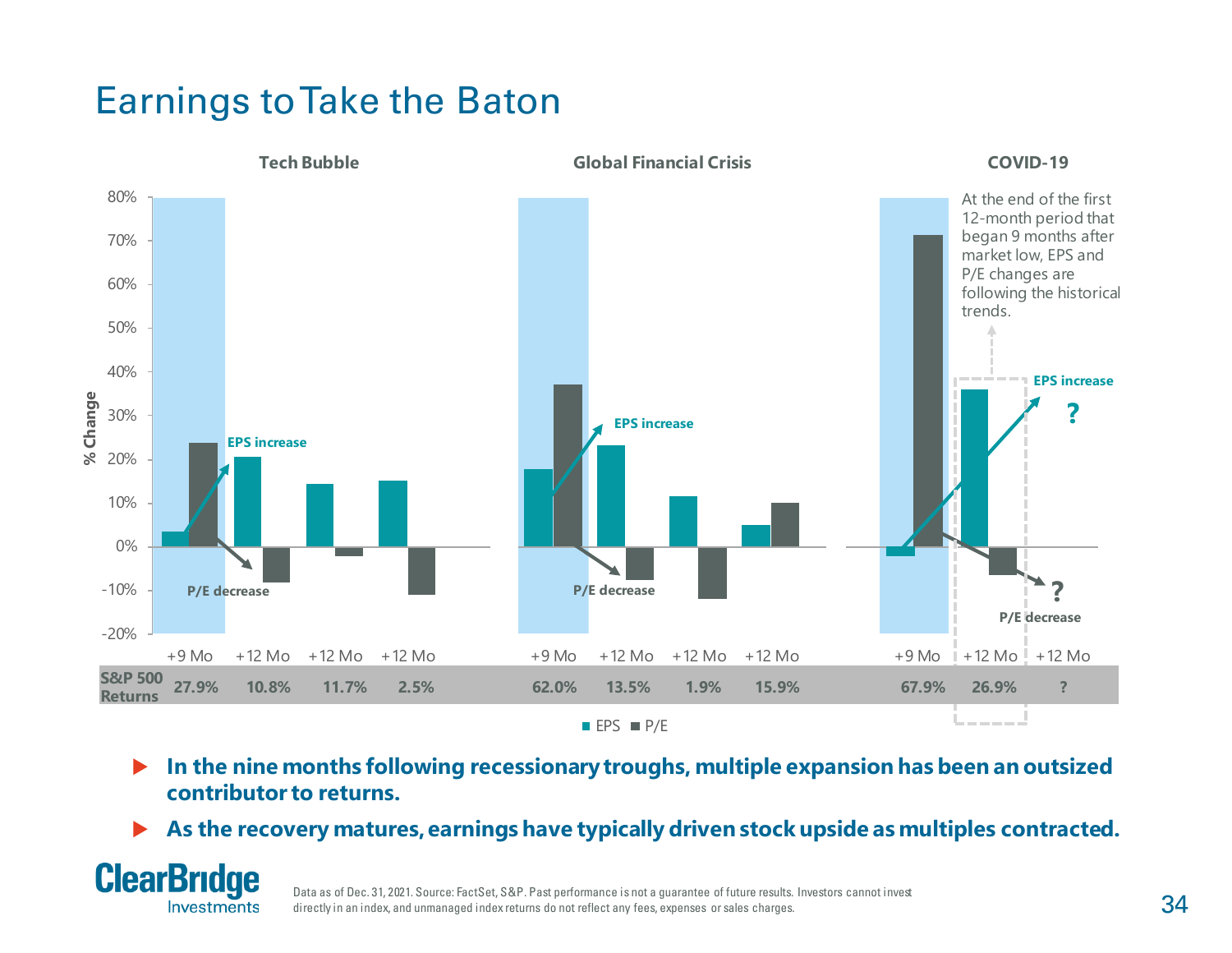# Earnings to Take the Baton

**Tech Bubble** | **Global Financial Crisis** | **COVID-19**

At the end of the first 12-month period that began 9 months after market low, EPS and P/E changes are following the historical trends.

| | Tech Bubble | | | | Global Financial Crisis | | | | COVID-19 | | |
|---|---|---|---|---|---|---|---|---|---|---|---|
| | +9 Mo | +12 Mo | +12 Mo | +12 Mo | +9 Mo | +12 Mo | +12 Mo | +12 Mo | +9 Mo | +12 Mo | +12 Mo |
| S&P 500 Returns | 27.9% | 10.8% | 11.7% | 2.5% | 62.0% | 13.5% | 1.9% | 15.9% | 67.9% | 26.9% | ? |

- **In the nine months following recessionary troughs, multiple expansion has been an outsized contributor to returns.**
- **As the recovery matures, earnings have typically driven stock upside as multiples contracted.**

Data as of Dec. 31, 2021. Source: FactSet, S&P. Past performance is not a guarantee of future results. Investors cannot invest directly in an index, and unmanaged index returns do not reflect any fees, expenses or sales charges.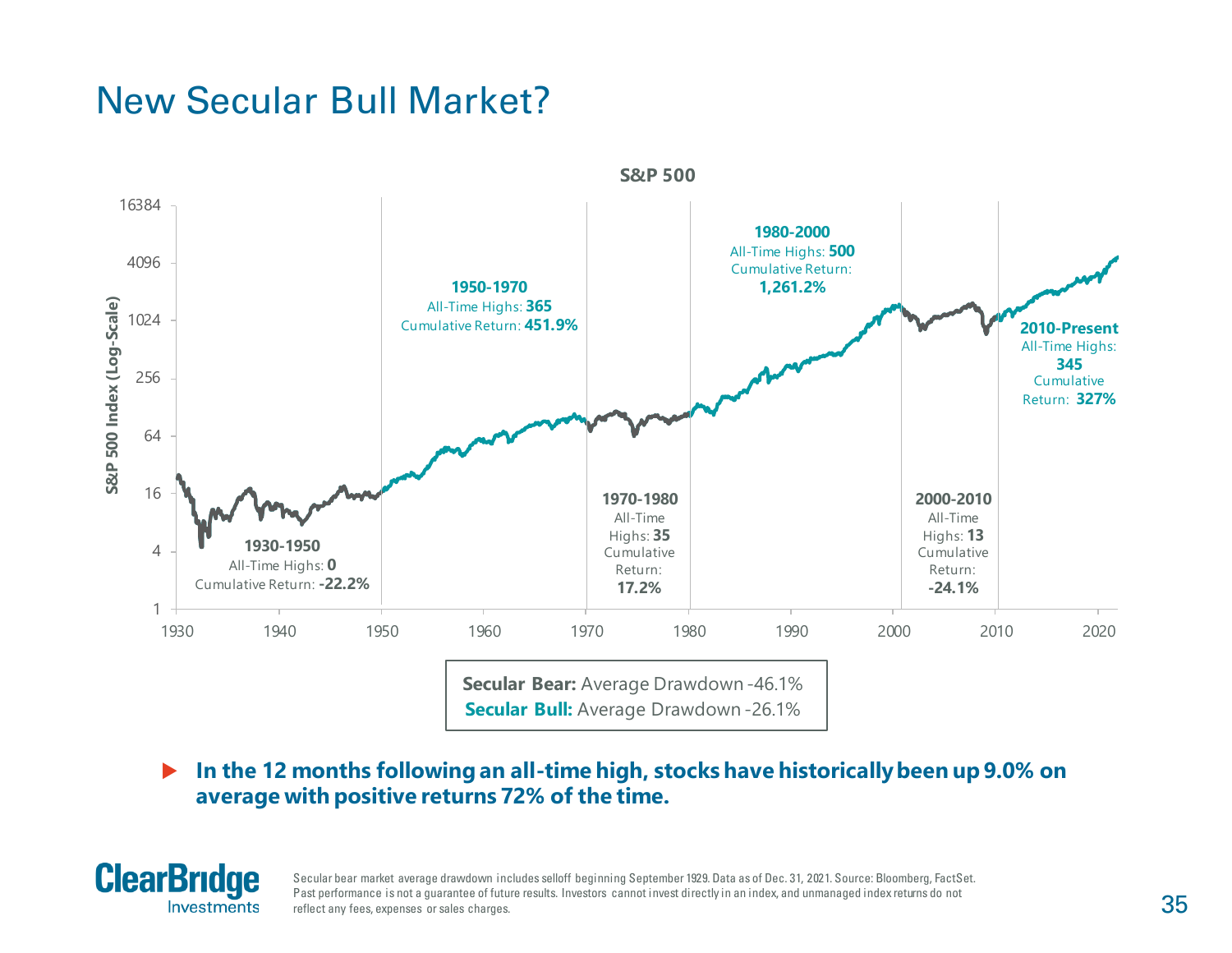# New Secular Bull Market?

**S&P 500**

S&P 500 Index (Log-Scale)

**1930-1950**
All-Time Highs: **0**
Cumulative Return: **-22.2%**

**1950-1970**
All-Time Highs: **365**
Cumulative Return: **451.9%**

**1970-1980**
All-Time Highs: **35**
Cumulative Return: **17.2%**

**1980-2000**
All-Time Highs: **500**
Cumulative Return: **1,261.2%**

**2000-2010**
All-Time Highs: **13**
Cumulative Return: **-24.1%**

**2010-Present**
All-Time Highs: **345**
Cumulative Return: **327%**

**Secular Bear:** Average Drawdown -46.1%
**Secular Bull:** Average Drawdown -26.1%

- **In the 12 months following an all-time high, stocks have historically been up 9.0% on average with positive returns 72% of the time.**

Secular bear market average drawdown includes selloff beginning September 1929. Data as of Dec. 31, 2021. Source: Bloomberg, FactSet. Past performance is not a guarantee of future results. Investors cannot invest directly in an index, and unmanaged index returns do not reflect any fees, expenses or sales charges.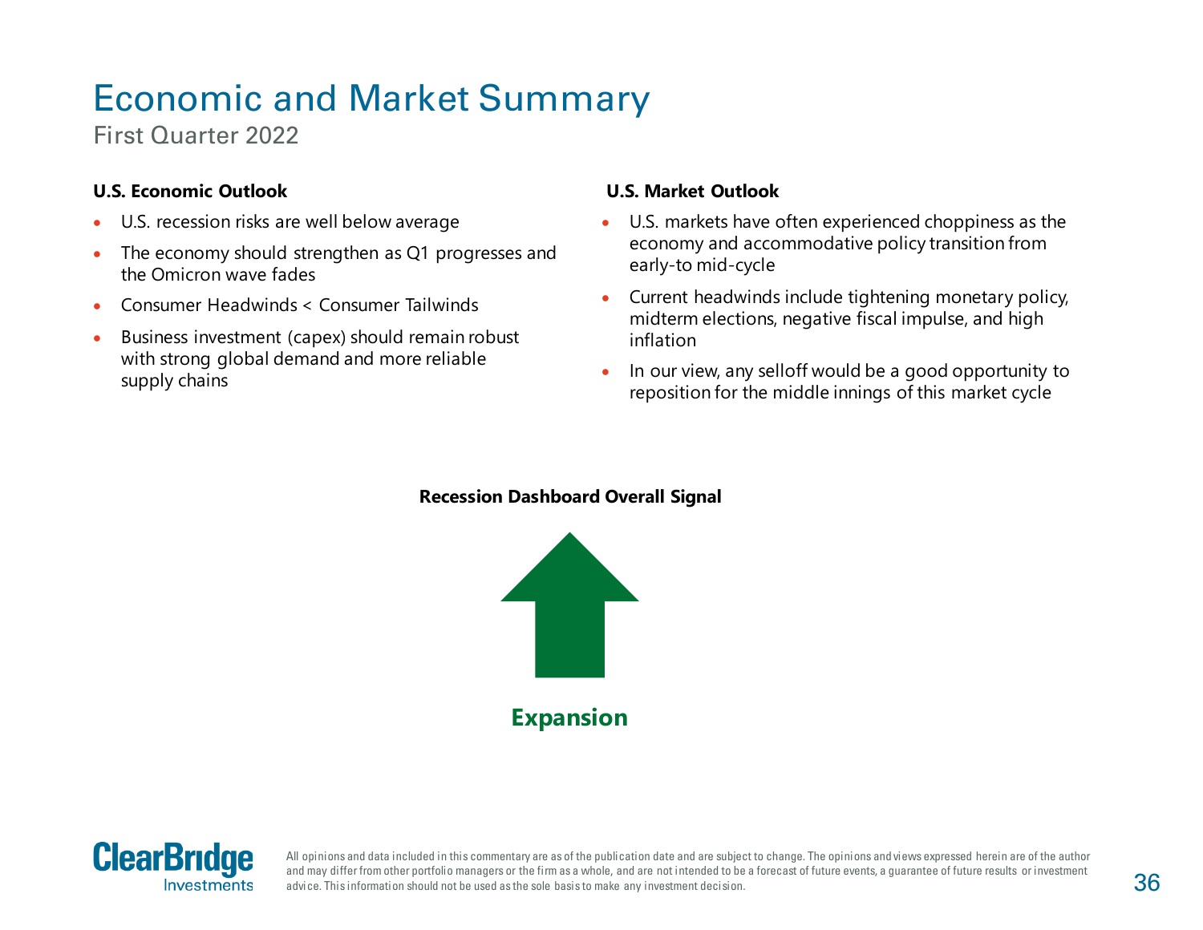# Economic and Market Summary

First Quarter 2022

### U.S. Economic Outlook

- U.S. recession risks are well below average
- The economy should strengthen as Q1 progresses and the Omicron wave fades
- Consumer Headwinds < Consumer Tailwinds
- Business investment (capex) should remain robust with strong global demand and more reliable supply chains

### U.S. Market Outlook

- U.S. markets have often experienced choppiness as the economy and accommodative policy transition from early-to mid-cycle
- Current headwinds include tightening monetary policy, midterm elections, negative fiscal impulse, and high inflation
- In our view, any selloff would be a good opportunity to reposition for the middle innings of this market cycle

**Recession Dashboard Overall Signal**

**Expansion**

All opinions and data included in this commentary are as of the publication date and are subject to change. The opinions and views expressed herein are of the author and may differ from other portfolio managers or the firm as a whole, and are not intended to be a forecast of future events, a guarantee of future results or investment advice. This information should not be used as the sole basis to make any investment decision.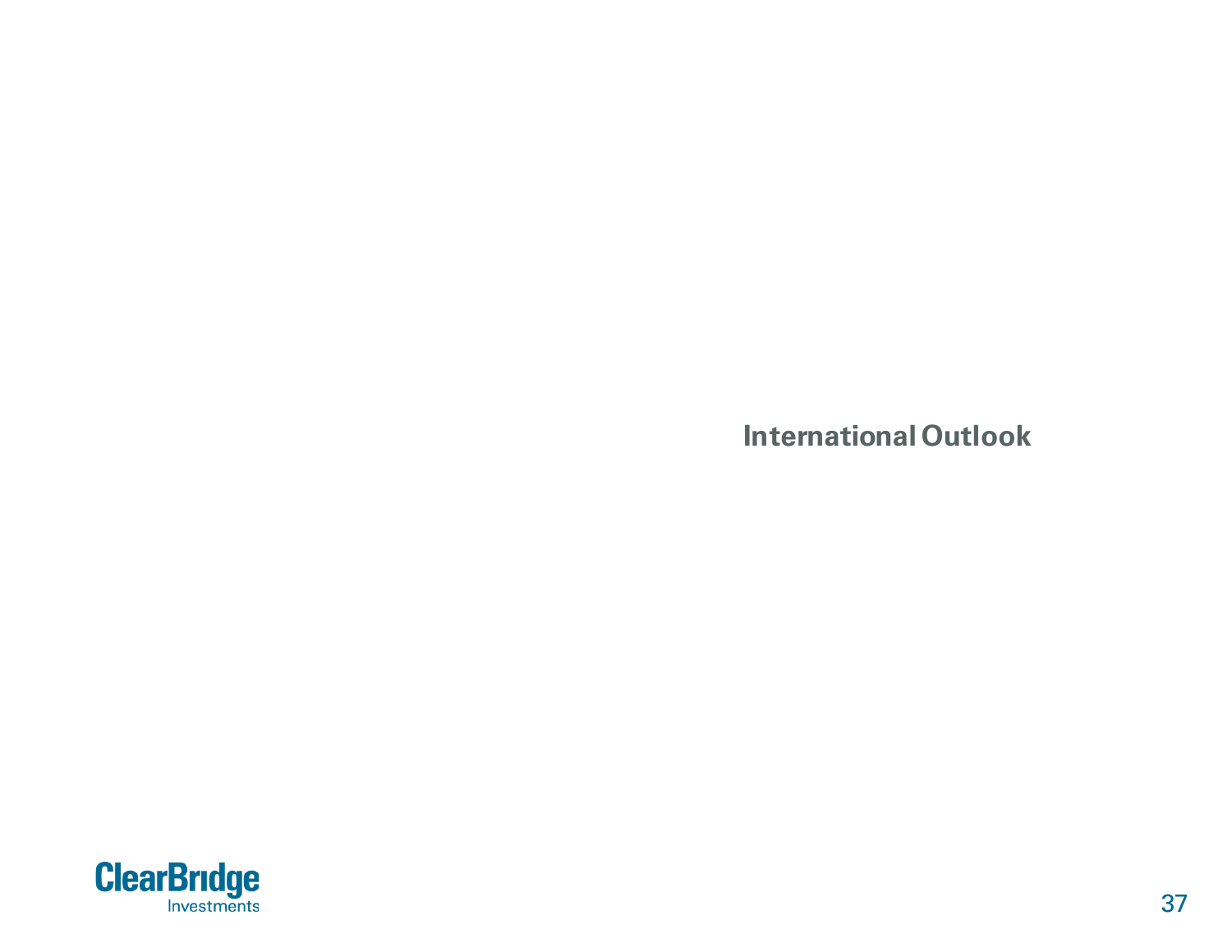# International Outlook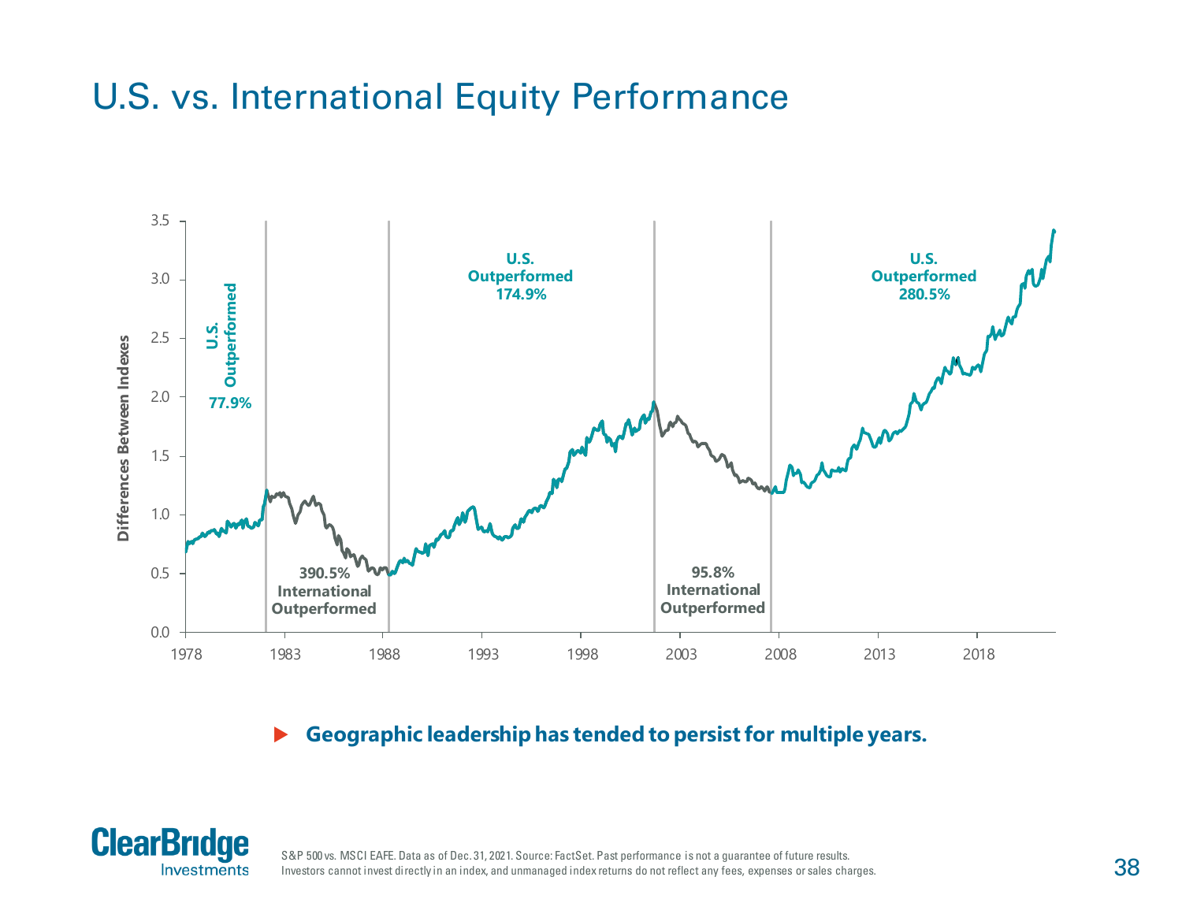# U.S. vs. International Equity Performance

Differences Between Indexes

3.5
3.0
2.5
2.0
1.5
1.0
0.5
0.0

1978 1983 1988 1993 1998 2003 2008 2013 2018

U.S. Outperformed 77.9%

390.5% International Outperformed

U.S. Outperformed 174.9%

95.8% International Outperformed

U.S. Outperformed 280.5%

- **Geographic leadership has tended to persist for multiple years.**

S&P 500 vs. MSCI EAFE. Data as of Dec. 31, 2021. Source: FactSet. Past performance is not a guarantee of future results. Investors cannot invest directly in an index, and unmanaged index returns do not reflect any fees, expenses or sales charges.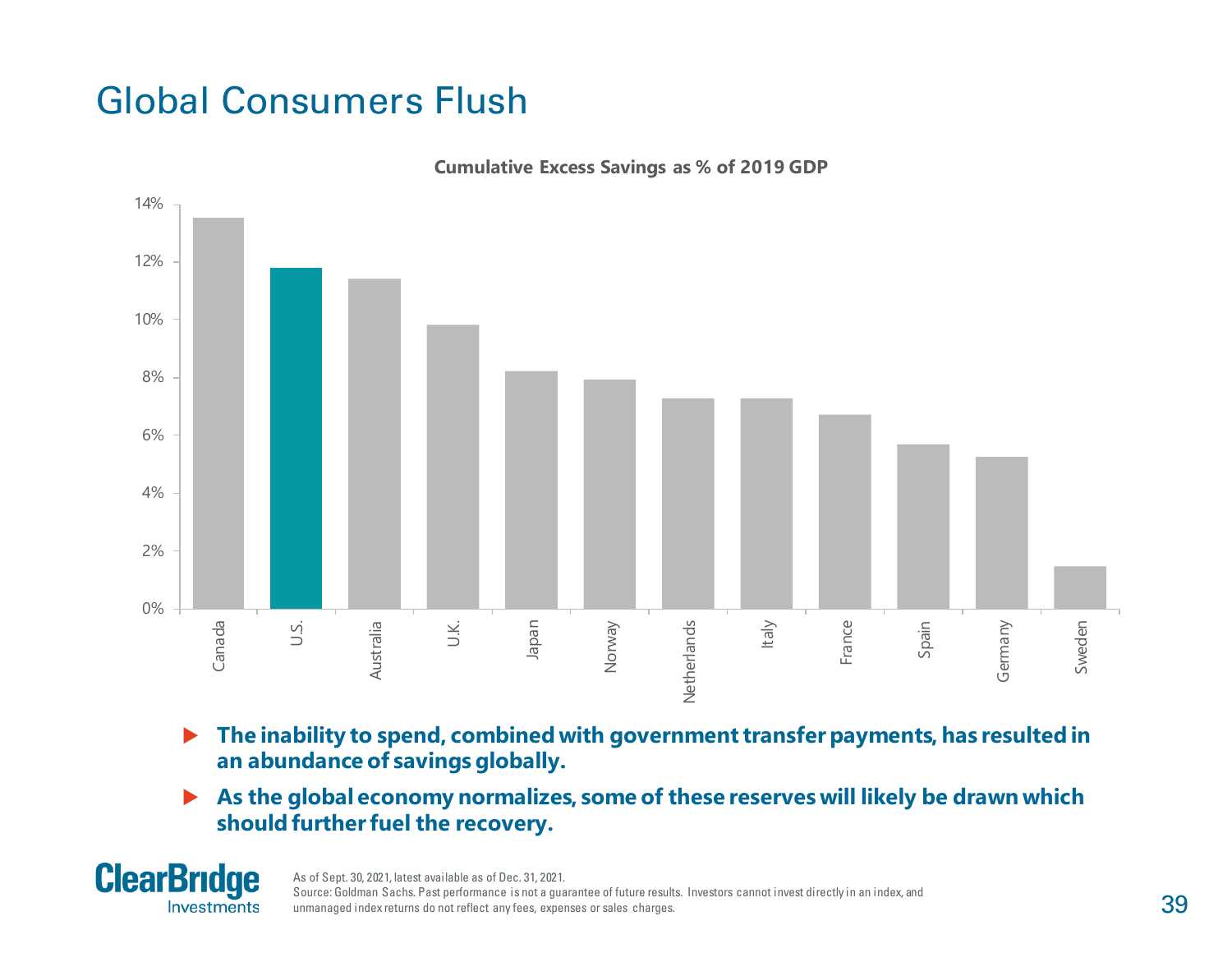# Global Consumers Flush

**Cumulative Excess Savings as % of 2019 GDP**

- **The inability to spend, combined with government transfer payments, has resulted in an abundance of savings globally.**
- **As the global economy normalizes, some of these reserves will likely be drawn which should further fuel the recovery.**

As of Sept. 30, 2021, latest available as of Dec. 31, 2021.
Source: Goldman Sachs. Past performance is not a guarantee of future results. Investors cannot invest directly in an index, and unmanaged index returns do not reflect any fees, expenses or sales charges.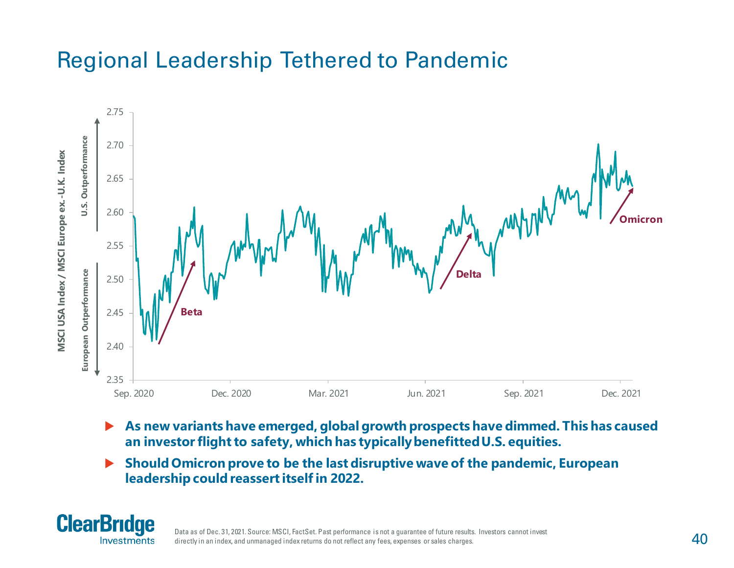# Regional Leadership Tethered to Pandemic

- **As new variants have emerged, global growth prospects have dimmed. This has caused an investor flight to safety, which has typically benefitted U.S. equities.**
- **Should Omicron prove to be the last disruptive wave of the pandemic, European leadership could reassert itself in 2022.**

Data as of Dec. 31, 2021. Source: MSCI, FactSet. Past performance is not a guarantee of future results. Investors cannot invest directly in an index, and unmanaged index returns do not reflect any fees, expenses or sales charges.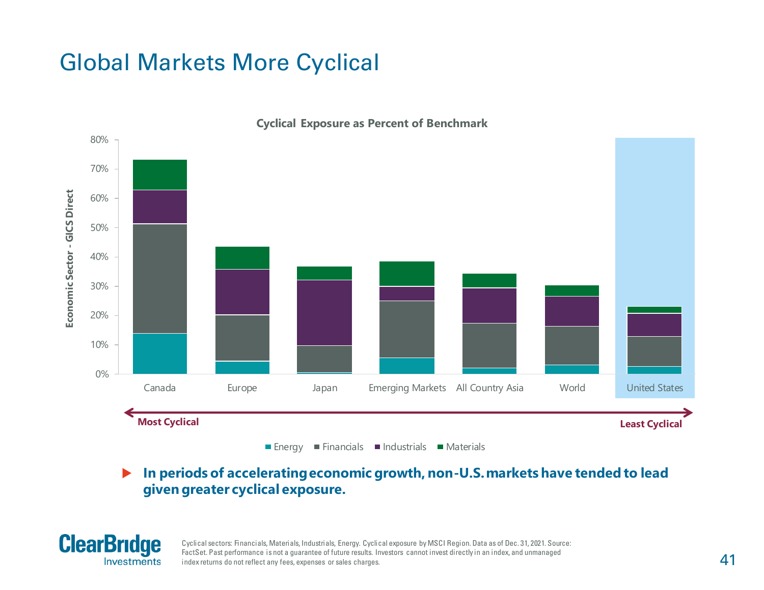# Global Markets More Cyclical

**Cyclical Exposure as Percent of Benchmark**

Economic Sector - GICS Direct

80%
70%
60%
50%
40%
30%
20%
10%
0%

Canada | Europe | Japan | Emerging Markets | All Country Asia | World | United States

**Most Cyclical** ⟷ **Least Cyclical**

Energy | Financials | Industrials | Materials

- **In periods of accelerating economic growth, non-U.S. markets have tended to lead given greater cyclical exposure.**

Cyclical sectors: Financials, Materials, Industrials, Energy. Cyclical exposure by MSCI Region. Data as of Dec. 31, 2021. Source: FactSet. Past performance is not a guarantee of future results. Investors cannot invest directly in an index, and unmanaged index returns do not reflect any fees, expenses or sales charges.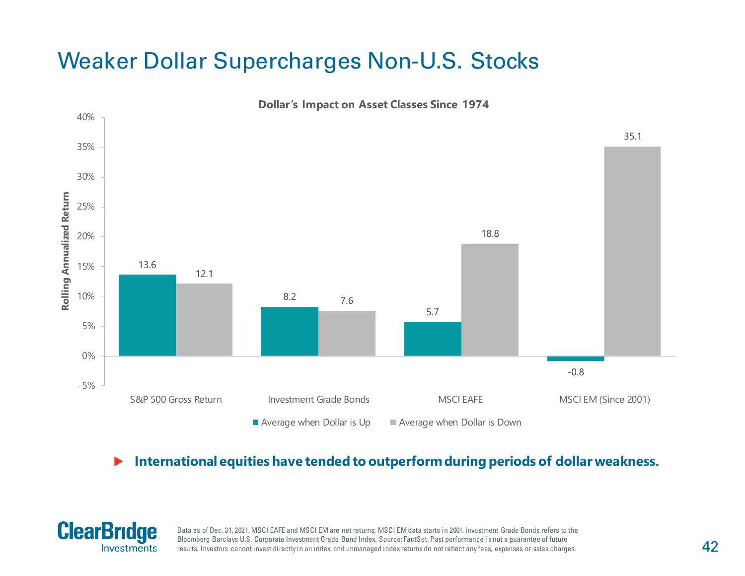# Weaker Dollar Supercharges Non-U.S. Stocks

**Dollar's Impact on Asset Classes Since 1974**

Rolling Annualized Return

| | Average when Dollar is Up | Average when Dollar is Down |
|---|---|---|
| S&P 500 Gross Return | 13.6 | 12.1 |
| Investment Grade Bonds | 8.2 | 7.6 |
| MSCI EAFE | 5.7 | 18.8 |
| MSCI EM (Since 2001) | -0.8 | 35.1 |

- **International equities have tended to outperform during periods of dollar weakness.**

Data as of Dec. 31, 2021. MSCI EAFE and MSCI EM are net returns; MSCI EM data starts in 2001. Investment Grade Bonds refers to the Bloomberg Barclays U.S. Corporate Investment Grade Bond Index. Source: FactSet. Past performance is not a guarantee of future results. Investors cannot invest directly in an index, and unmanaged index returns do not reflect any fees, expenses or sales charges.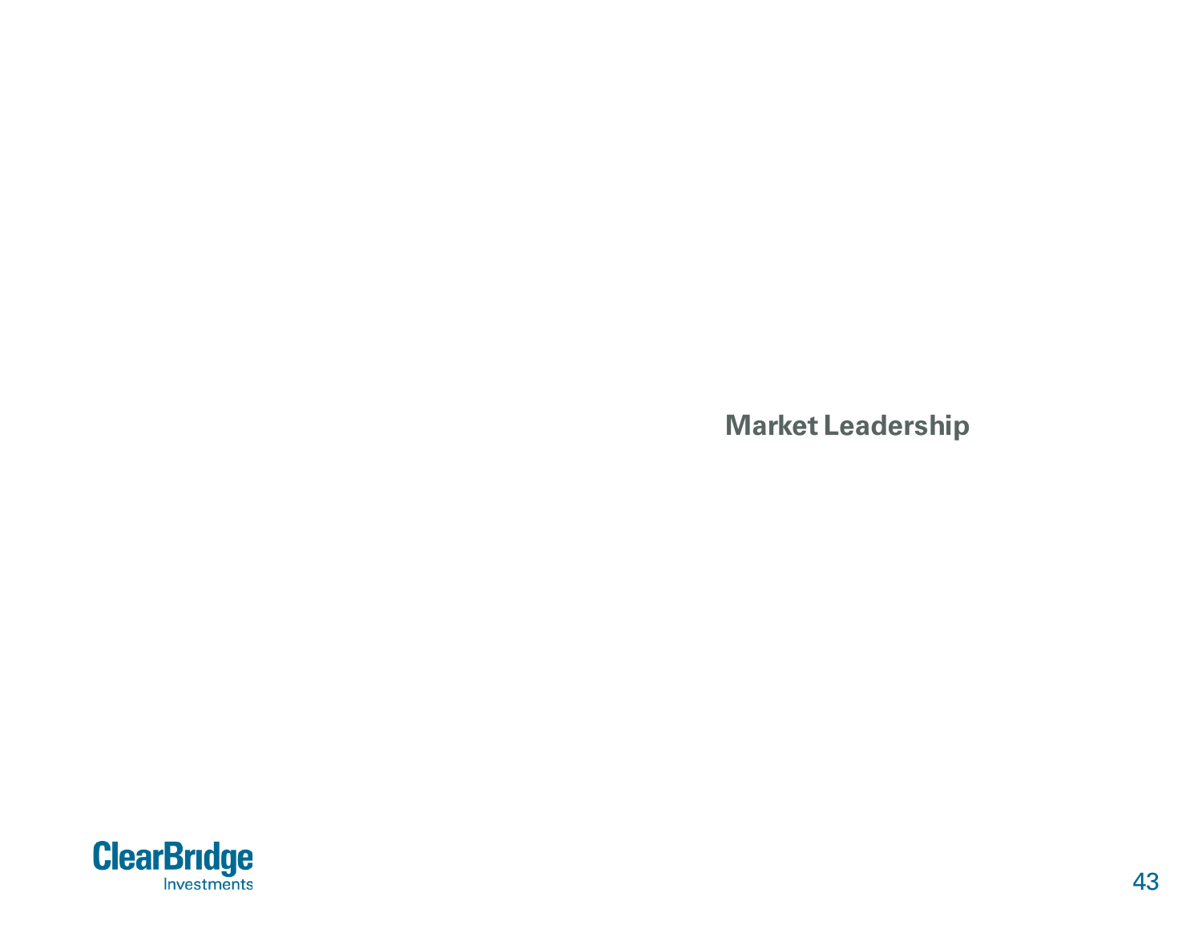# Market Leadership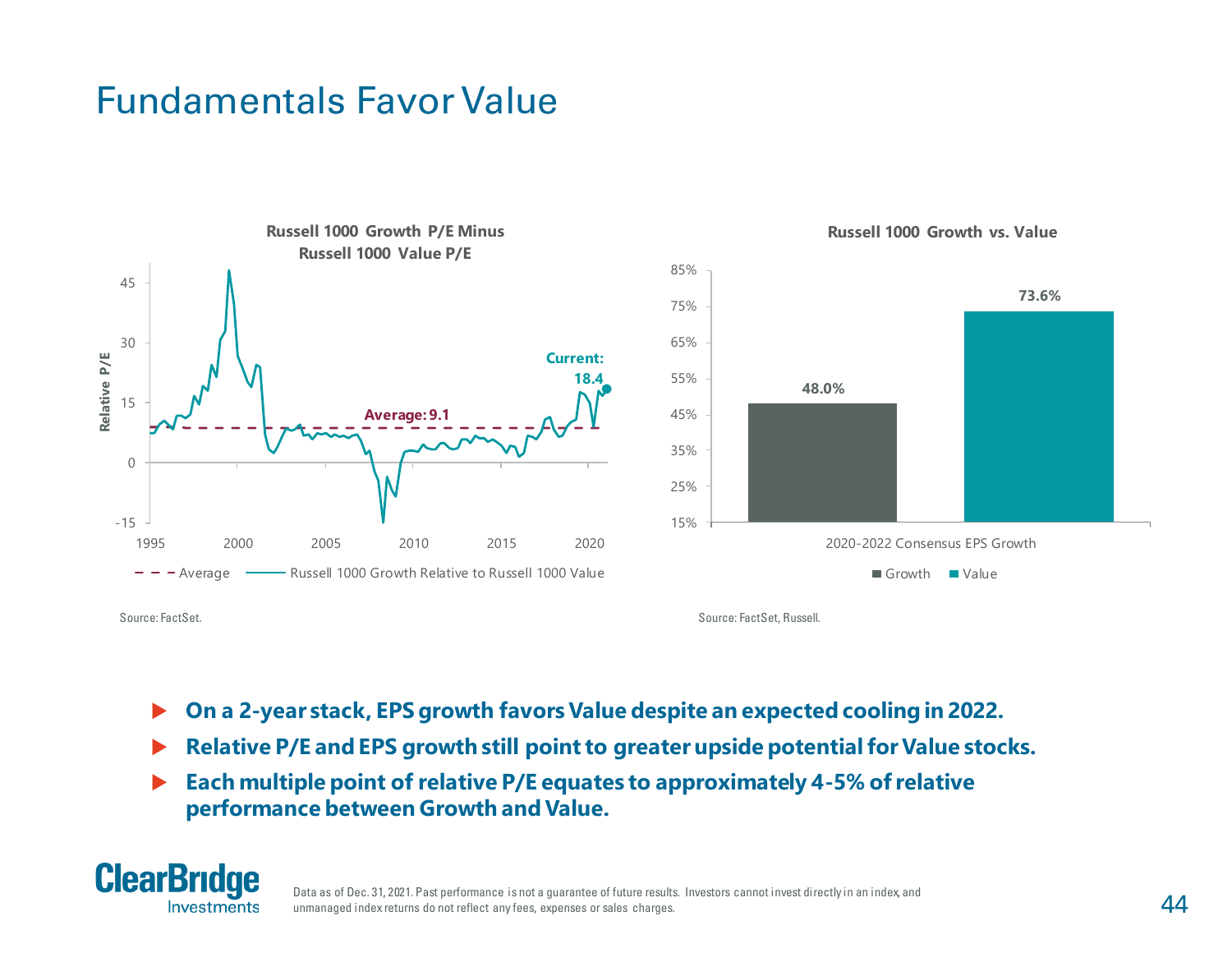# Fundamentals Favor Value

**Russell 1000 Growth P/E Minus Russell 1000 Value P/E**

Relative P/E

Current: 18.4

Average: 9.1

- - - Average —— Russell 1000 Growth Relative to Russell 1000 Value

Source: FactSet.

**Russell 1000 Growth vs. Value**

| | Growth | Value |
|---|---|---|
| 2020-2022 Consensus EPS Growth | 48.0% | 73.6% |

Source: FactSet, Russell.

- **On a 2-year stack, EPS growth favors Value despite an expected cooling in 2022.**
- **Relative P/E and EPS growth still point to greater upside potential for Value stocks.**
- **Each multiple point of relative P/E equates to approximately 4-5% of relative performance between Growth and Value.**

Data as of Dec. 31, 2021. Past performance is not a guarantee of future results. Investors cannot invest directly in an index, and unmanaged index returns do not reflect any fees, expenses or sales charges.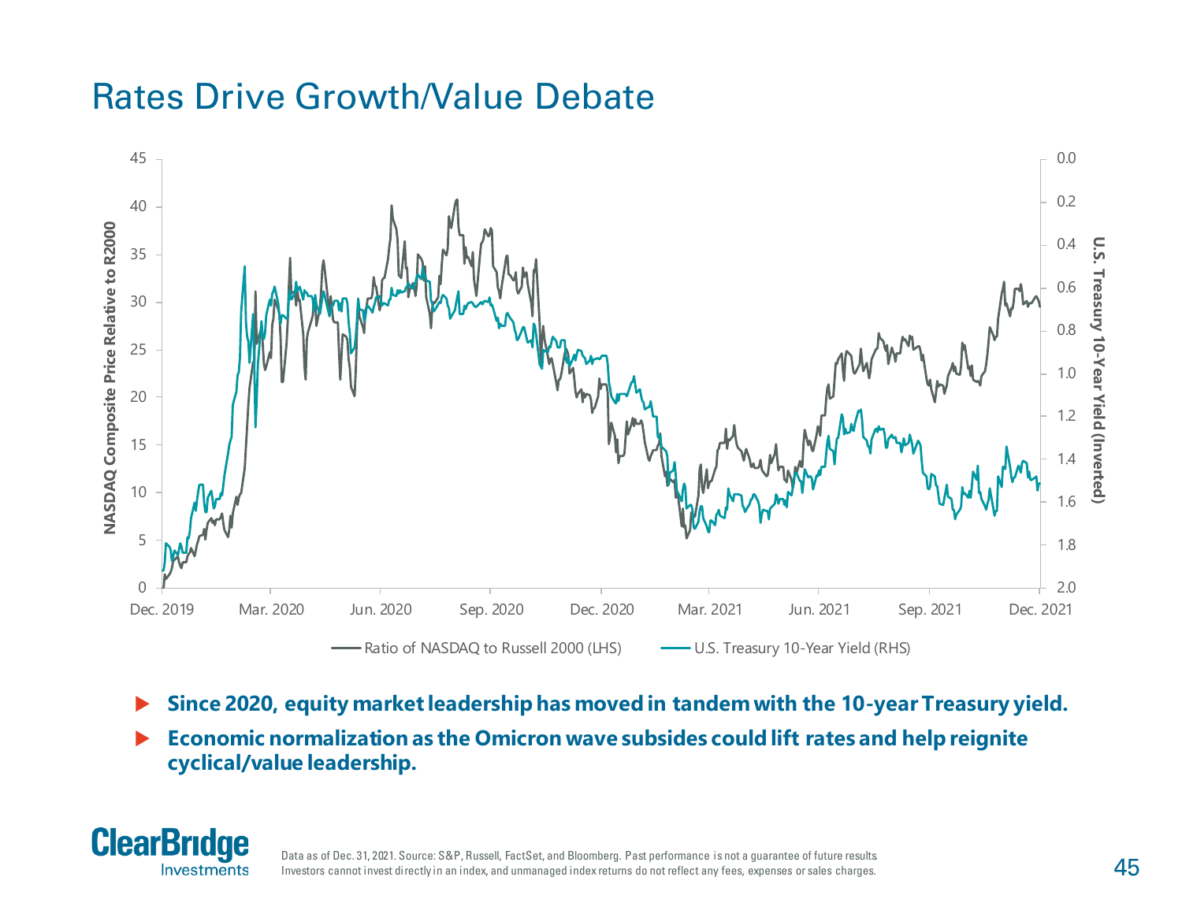# Rates Drive Growth/Value Debate

- **Since 2020, equity market leadership has moved in tandem with the 10-year Treasury yield.**
- **Economic normalization as the Omicron wave subsides could lift rates and help reignite cyclical/value leadership.**

Data as of Dec. 31, 2021. Source: S&P, Russell, FactSet, and Bloomberg. Past performance is not a guarantee of future results. Investors cannot invest directly in an index, and unmanaged index returns do not reflect any fees, expenses or sales charges.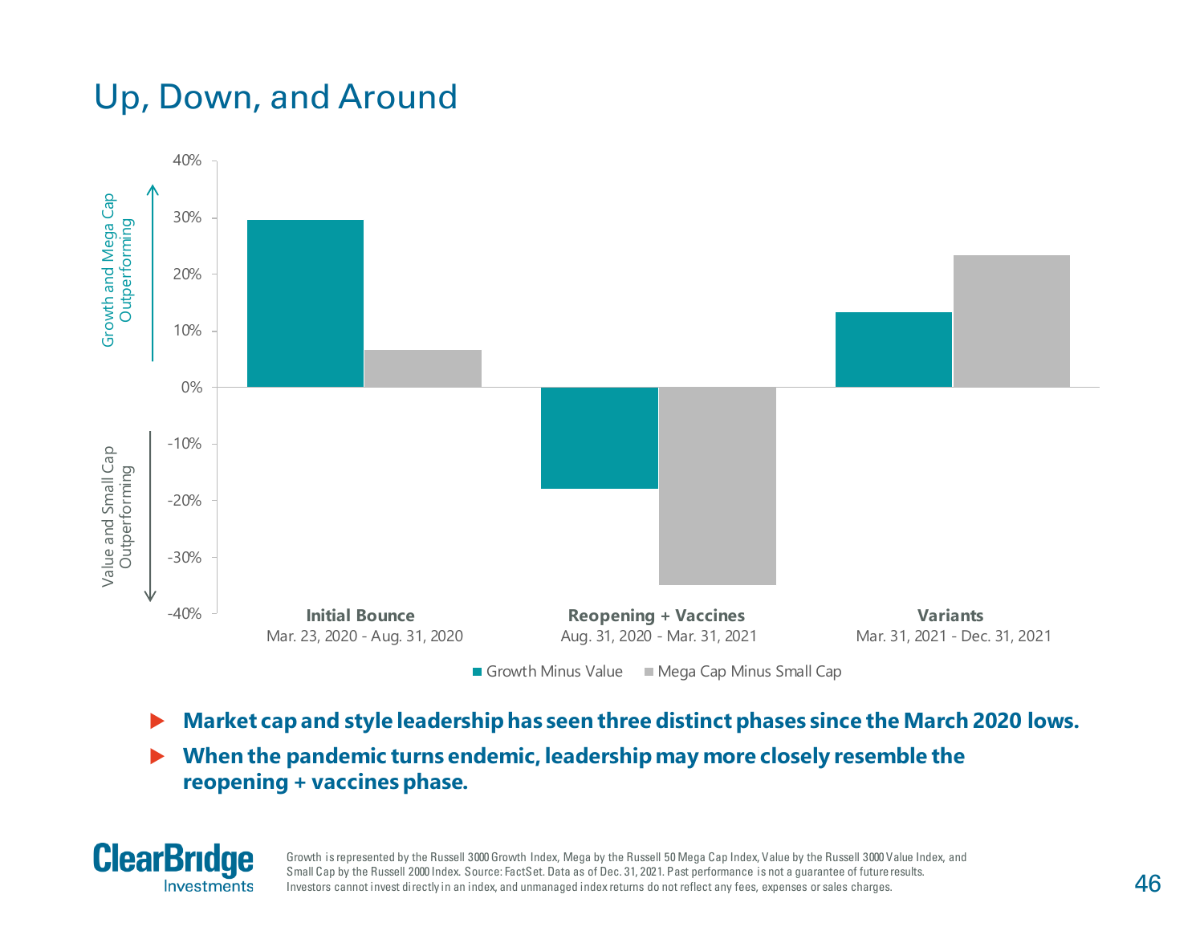# Up, Down, and Around

Growth and Mega Cap Outperforming

Value and Small Cap Outperforming

| | Growth Minus Value | Mega Cap Minus Small Cap |
|---|---|---|
| **Initial Bounce** Mar. 23, 2020 - Aug. 31, 2020 | ~30% | ~7% |
| **Reopening + Vaccines** Aug. 31, 2020 - Mar. 31, 2021 | ~-18% | ~-35% |
| **Variants** Mar. 31, 2021 - Dec. 31, 2021 | ~13% | ~23% |

- **Market cap and style leadership has seen three distinct phases since the March 2020 lows.**
- **When the pandemic turns endemic, leadership may more closely resemble the reopening + vaccines phase.**

ClearBridge Investments

Growth is represented by the Russell 3000 Growth Index, Mega by the Russell 50 Mega Cap Index, Value by the Russell 3000 Value Index, and Small Cap by the Russell 2000 Index. Source: FactSet. Data as of Dec. 31, 2021. Past performance is not a guarantee of future results. Investors cannot invest directly in an index, and unmanaged index returns do not reflect any fees, expenses or sales charges.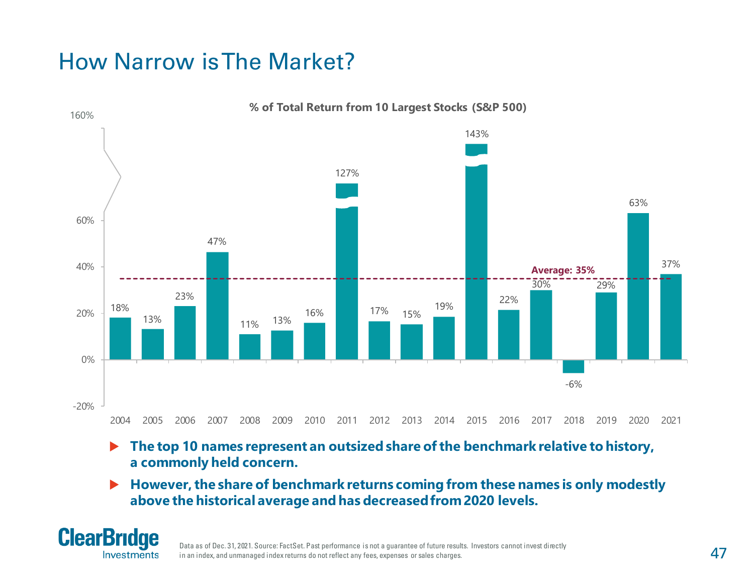# How Narrow is The Market?

**% of Total Return from 10 Largest Stocks (S&P 500)**

| Year | % of Total Return |
|---|---|
| 2004 | 18% |
| 2005 | 13% |
| 2006 | 23% |
| 2007 | 47% |
| 2008 | 11% |
| 2009 | 13% |
| 2010 | 16% |
| 2011 | 127% |
| 2012 | 17% |
| 2013 | 15% |
| 2014 | 19% |
| 2015 | 143% |
| 2016 | 22% |
| 2017 | 30% |
| 2018 | -6% |
| 2019 | 29% |
| 2020 | 63% |
| 2021 | 37% |

Average: 35%

- **The top 10 names represent an outsized share of the benchmark relative to history, a commonly held concern.**
- **However, the share of benchmark returns coming from these names is only modestly above the historical average and has decreased from 2020 levels.**

ClearBridge Investments

Data as of Dec. 31, 2021. Source: FactSet. Past performance is not a guarantee of future results. Investors cannot invest directly in an index, and unmanaged index returns do not reflect any fees, expenses or sales charges.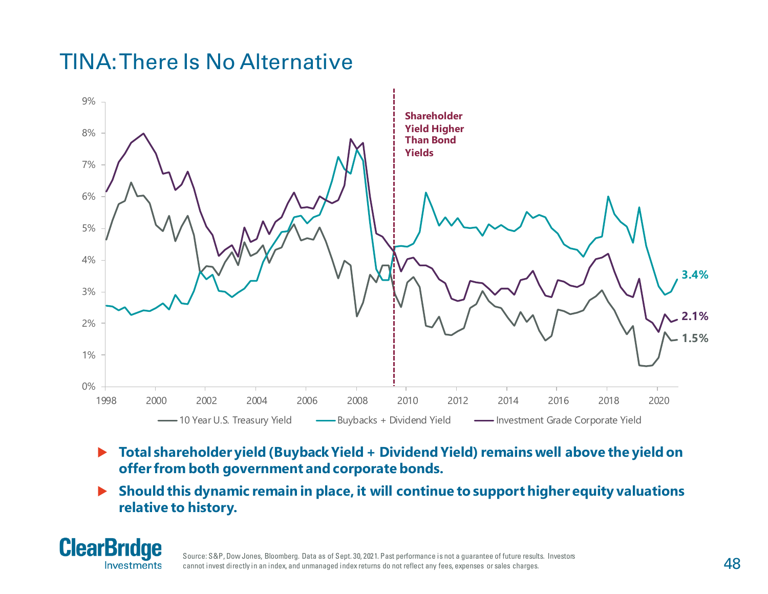# TINA: There Is No Alternative

Shareholder Yield Higher Than Bond Yields

3.4%

2.1%

1.5%

— 10 Year U.S. Treasury Yield — Buybacks + Dividend Yield — Investment Grade Corporate Yield

- **Total shareholder yield (Buyback Yield + Dividend Yield) remains well above the yield on offer from both government and corporate bonds.**
- **Should this dynamic remain in place, it will continue to support higher equity valuations relative to history.**

ClearBridge Investments

Source: S&P, Dow Jones, Bloomberg. Data as of Sept. 30, 2021. Past performance is not a guarantee of future results. Investors cannot invest directly in an index, and unmanaged index returns do not reflect any fees, expenses or sales charges.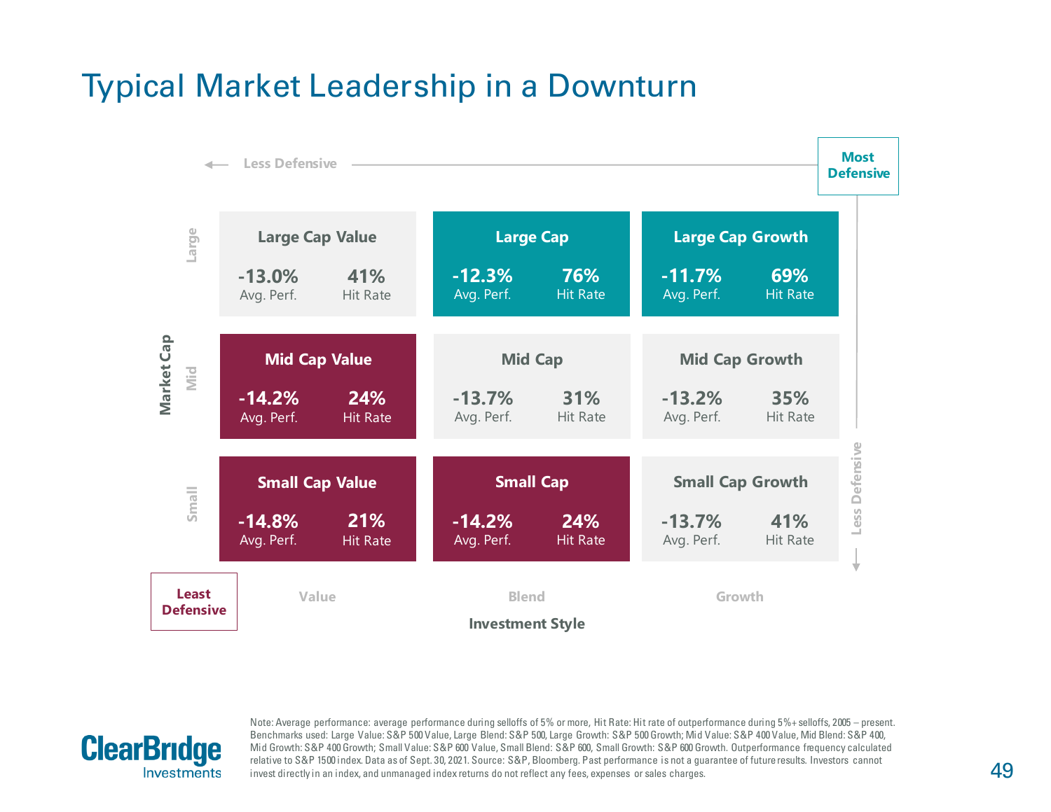# Typical Market Leadership in a Downturn

← Less Defensive | **Most Defensive**

| Market Cap | Value | Blend | Growth |
|---|---|---|---|
| Large | **Large Cap Value**<br>-13.0% Avg. Perf.<br>41% Hit Rate | **Large Cap**<br>-12.3% Avg. Perf.<br>76% Hit Rate | **Large Cap Growth**<br>-11.7% Avg. Perf.<br>69% Hit Rate |
| Mid | **Mid Cap Value**<br>-14.2% Avg. Perf.<br>24% Hit Rate | **Mid Cap**<br>-13.7% Avg. Perf.<br>31% Hit Rate | **Mid Cap Growth**<br>-13.2% Avg. Perf.<br>35% Hit Rate |
| Small | **Small Cap Value**<br>-14.8% Avg. Perf.<br>21% Hit Rate | **Small Cap**<br>-14.2% Avg. Perf.<br>24% Hit Rate | **Small Cap Growth**<br>-13.7% Avg. Perf.<br>41% Hit Rate |

**Least Defensive** | Investment Style | Less Defensive ↓

Note: Average performance: average performance during selloffs of 5% or more, Hit Rate: Hit rate of outperformance during 5%+ selloffs, 2005 – present. Benchmarks used: Large Value: S&P 500 Value, Large Blend: S&P 500, Large Growth: S&P 500 Growth; Mid Value: S&P 400 Value, Mid Blend: S&P 400, Mid Growth: S&P 400 Growth; Small Value: S&P 600 Value, Small Blend: S&P 600, Small Growth: S&P 600 Growth. Outperformance frequency calculated relative to S&P 1500 index. Data as of Sept. 30, 2021. Source: S&P, Bloomberg. Past performance is not a guarantee of future results. Investors cannot invest directly in an index, and unmanaged index returns do not reflect any fees, expenses or sales charges.

ClearBridge Investments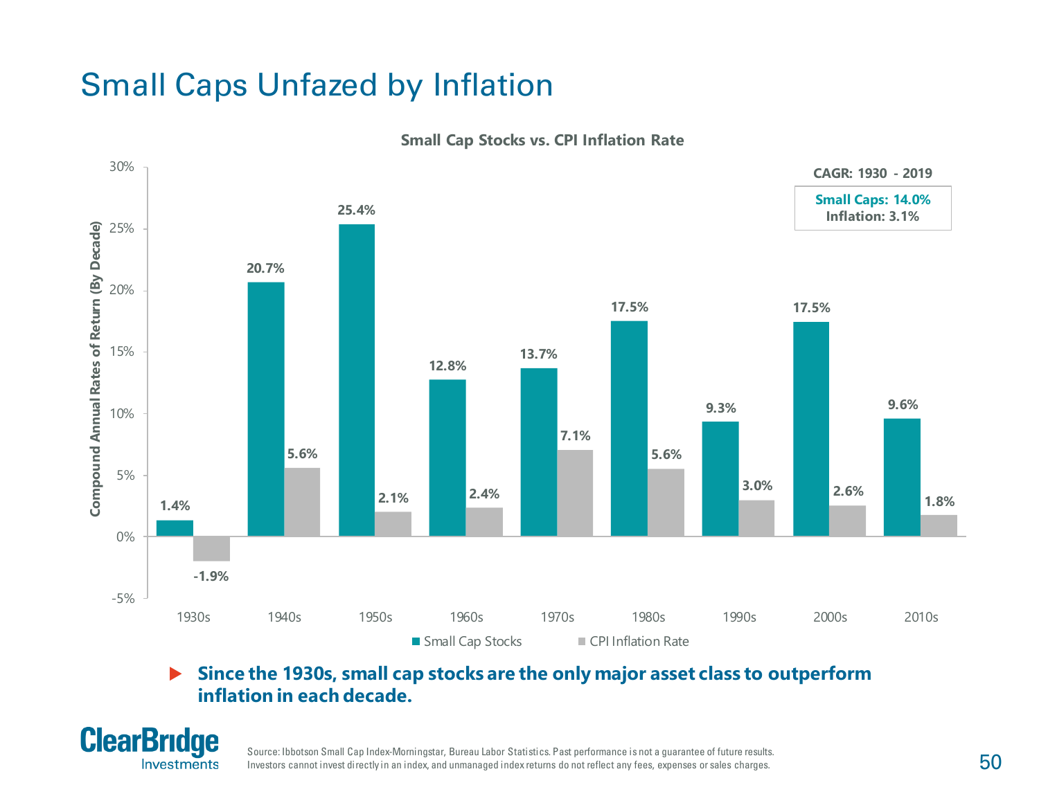# Small Caps Unfazed by Inflation

**Small Cap Stocks vs. CPI Inflation Rate**

Compound Annual Rates of Return (By Decade)

| Decade | Small Cap Stocks | CPI Inflation Rate |
|---|---|---|
| 1930s | 1.4% | -1.9% |
| 1940s | 20.7% | 5.6% |
| 1950s | 25.4% | 2.1% |
| 1960s | 12.8% | 2.4% |
| 1970s | 13.7% | 7.1% |
| 1980s | 17.5% | 5.6% |
| 1990s | 9.3% | 3.0% |
| 2000s | 17.5% | 2.6% |
| 2010s | 9.6% | 1.8% |

**CAGR: 1930 - 2019**

**Small Caps: 14.0%**
**Inflation: 3.1%**

- **Since the 1930s, small cap stocks are the only major asset class to outperform inflation in each decade.**

Source: Ibbotson Small Cap Index-Morningstar, Bureau Labor Statistics. Past performance is not a guarantee of future results. Investors cannot invest directly in an index, and unmanaged index returns do not reflect any fees, expenses or sales charges.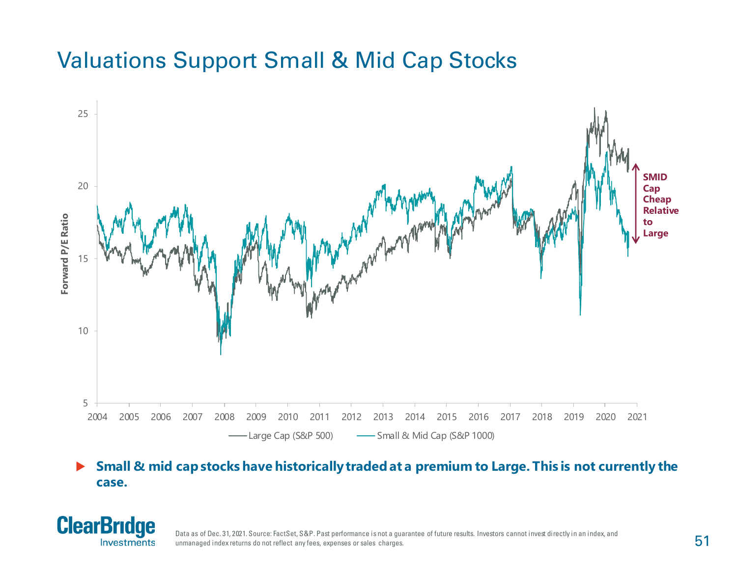# Valuations Support Small & Mid Cap Stocks

- **Small & mid cap stocks have historically traded at a premium to Large. This is not currently the case.**

Data as of Dec. 31, 2021. Source: FactSet, S&P. Past performance is not a guarantee of future results. Investors cannot invest directly in an index, and unmanaged index returns do not reflect any fees, expenses or sales charges.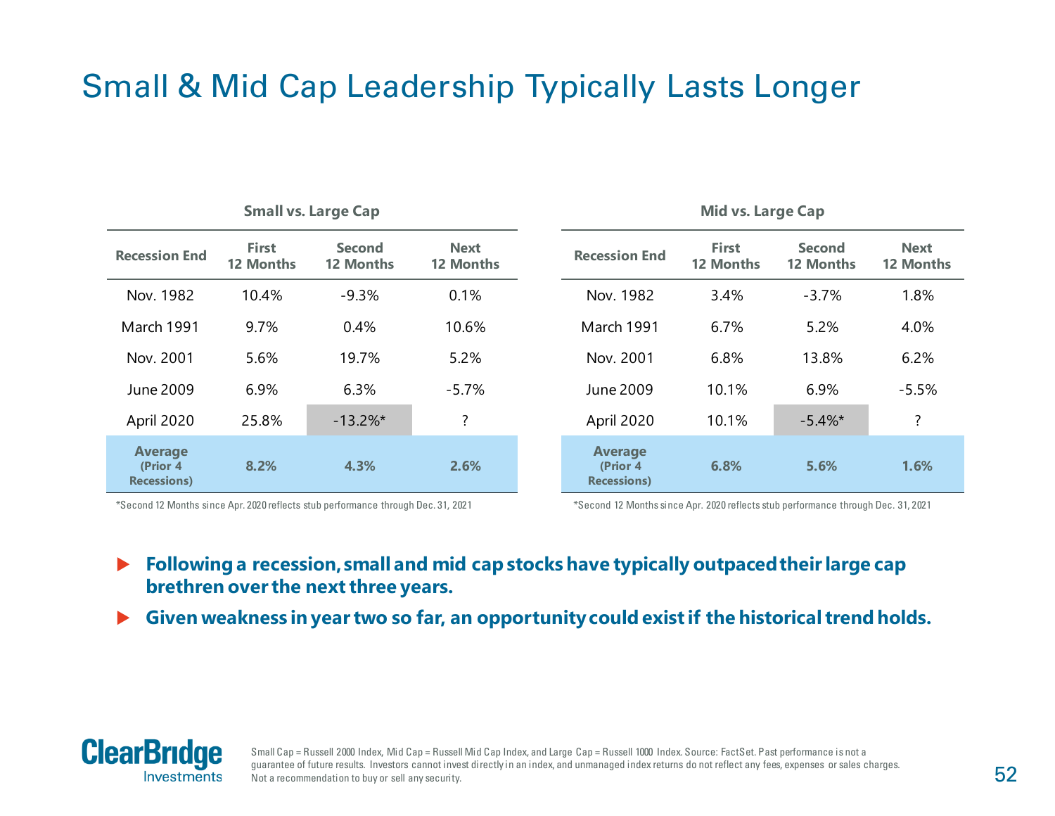# Small & Mid Cap Leadership Typically Lasts Longer

**Small vs. Large Cap**

| Recession End | First 12 Months | Second 12 Months | Next 12 Months |
|---|---|---|---|
| Nov. 1982 | 10.4% | -9.3% | 0.1% |
| March 1991 | 9.7% | 0.4% | 10.6% |
| Nov. 2001 | 5.6% | 19.7% | 5.2% |
| June 2009 | 6.9% | 6.3% | -5.7% |
| April 2020 | 25.8% | -13.2%* | ? |
| **Average (Prior 4 Recessions)** | **8.2%** | **4.3%** | **2.6%** |

*Second 12 Months since Apr. 2020 reflects stub performance through Dec. 31, 2021

**Mid vs. Large Cap**

| Recession End | First 12 Months | Second 12 Months | Next 12 Months |
|---|---|---|---|
| Nov. 1982 | 3.4% | -3.7% | 1.8% |
| March 1991 | 6.7% | 5.2% | 4.0% |
| Nov. 2001 | 6.8% | 13.8% | 6.2% |
| June 2009 | 10.1% | 6.9% | -5.5% |
| April 2020 | 10.1% | -5.4%* | ? |
| **Average (Prior 4 Recessions)** | **6.8%** | **5.6%** | **1.6%** |

*Second 12 Months since Apr. 2020 reflects stub performance through Dec. 31, 2021

- **Following a recession, small and mid cap stocks have typically outpaced their large cap brethren over the next three years.**
- **Given weakness in year two so far, an opportunity could exist if the historical trend holds.**

Small Cap = Russell 2000 Index, Mid Cap = Russell Mid Cap Index, and Large Cap = Russell 1000 Index. Source: FactSet. Past performance is not a guarantee of future results. Investors cannot invest directly in an index, and unmanaged index returns do not reflect any fees, expenses or sales charges. Not a recommendation to buy or sell any security.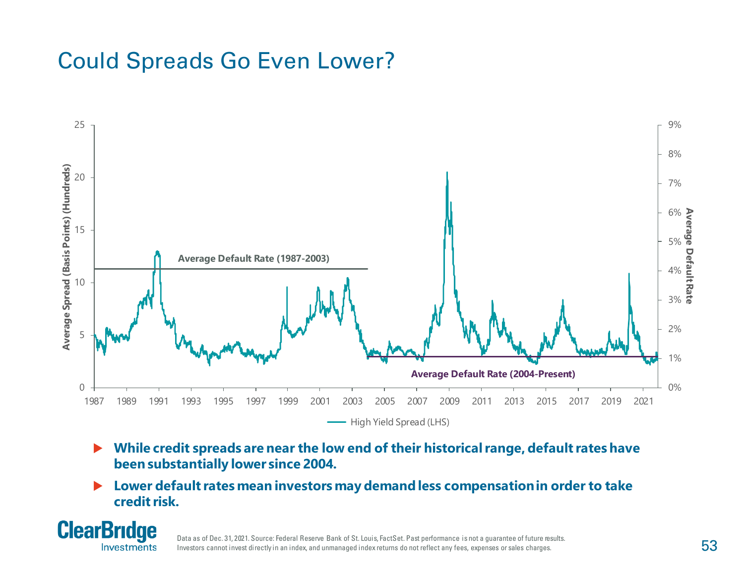# Could Spreads Go Even Lower?

- **While credit spreads are near the low end of their historical range, default rates have been substantially lower since 2004.**
- **Lower default rates mean investors may demand less compensation in order to take credit risk.**

Data as of Dec. 31, 2021. Source: Federal Reserve Bank of St. Louis, FactSet. Past performance is not a guarantee of future results. Investors cannot invest directly in an index, and unmanaged index returns do not reflect any fees, expenses or sales charges.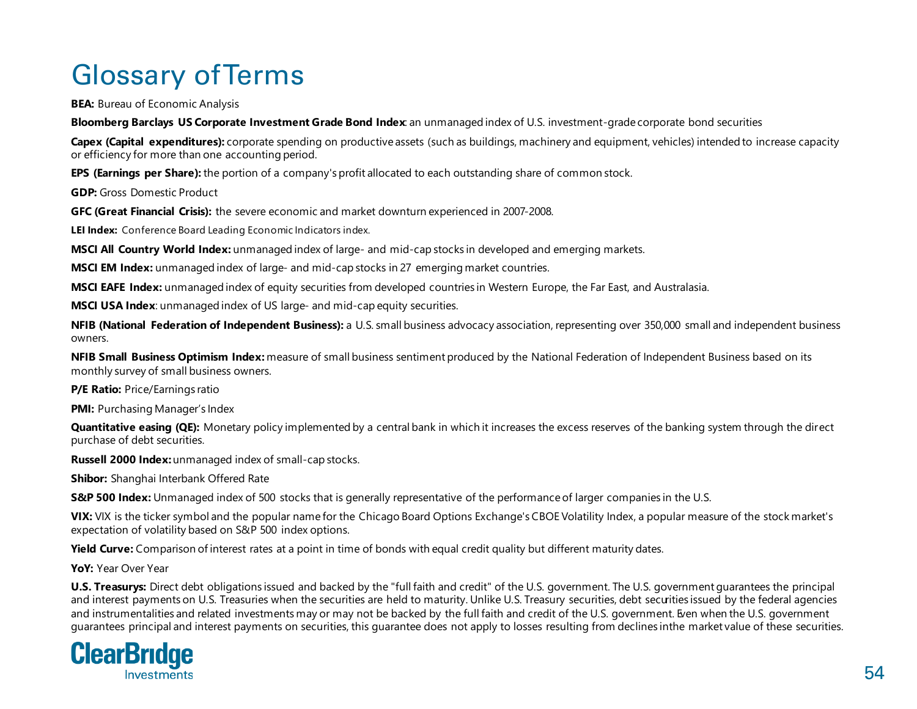# Glossary of Terms

**BEA:** Bureau of Economic Analysis

**Bloomberg Barclays US Corporate Investment Grade Bond Index**: an unmanaged index of U.S. investment-grade corporate bond securities

**Capex (Capital expenditures):** corporate spending on productive assets (such as buildings, machinery and equipment, vehicles) intended to increase capacity or efficiency for more than one accounting period.

**EPS (Earnings per Share):** the portion of a company's profit allocated to each outstanding share of common stock.

**GDP:** Gross Domestic Product

**GFC (Great Financial Crisis):** the severe economic and market downturn experienced in 2007-2008.

**LEI Index:** Conference Board Leading Economic Indicators index.

**MSCI All Country World Index:** unmanaged index of large- and mid-cap stocks in developed and emerging markets.

**MSCI EM Index:** unmanaged index of large- and mid-cap stocks in 27 emerging market countries.

**MSCI EAFE Index:** unmanaged index of equity securities from developed countries in Western Europe, the Far East, and Australasia.

**MSCI USA Index**: unmanaged index of US large- and mid-cap equity securities.

**NFIB (National Federation of Independent Business):** a U.S. small business advocacy association, representing over 350,000 small and independent business owners.

**NFIB Small Business Optimism Index:** measure of small business sentiment produced by the National Federation of Independent Business based on its monthly survey of small business owners.

**P/E Ratio:** Price/Earnings ratio

**PMI:** Purchasing Manager's Index

**Quantitative easing (QE):** Monetary policy implemented by a central bank in which it increases the excess reserves of the banking system through the direct purchase of debt securities.

**Russell 2000 Index:** unmanaged index of small-cap stocks.

**Shibor:** Shanghai Interbank Offered Rate

**S&P 500 Index:** Unmanaged index of 500 stocks that is generally representative of the performance of larger companies in the U.S.

**VIX:** VIX is the ticker symbol and the popular name for the Chicago Board Options Exchange's CBOE Volatility Index, a popular measure of the stock market's expectation of volatility based on S&P 500 index options.

**Yield Curve:** Comparison of interest rates at a point in time of bonds with equal credit quality but different maturity dates.

**YoY:** Year Over Year

**U.S. Treasurys:** Direct debt obligations issued and backed by the "full faith and credit" of the U.S. government. The U.S. government guarantees the principal and interest payments on U.S. Treasuries when the securities are held to maturity. Unlike U.S. Treasury securities, debt securities issued by the federal agencies and instrumentalities and related investments may or may not be backed by the full faith and credit of the U.S. government. Even when the U.S. government guarantees principal and interest payments on securities, this guarantee does not apply to losses resulting from declines inthe market value of these securities.

ClearBridge Investments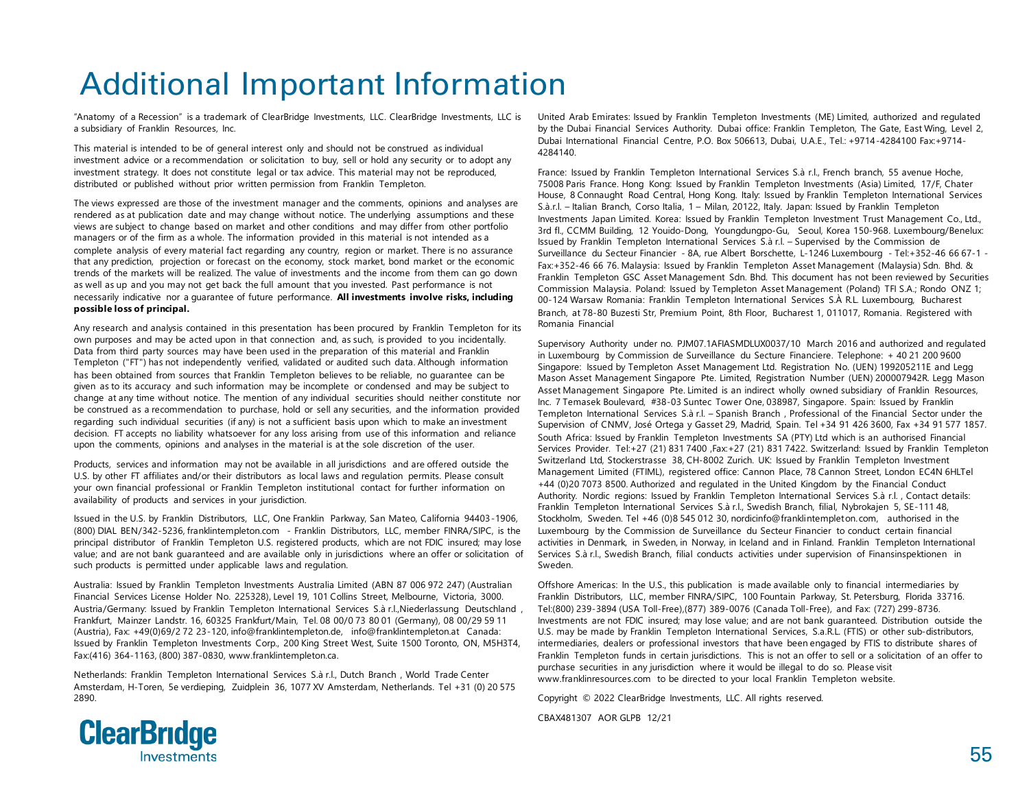# Additional Important Information

"Anatomy of a Recession" is a trademark of ClearBridge Investments, LLC. ClearBridge Investments, LLC is a subsidiary of Franklin Resources, Inc.

This material is intended to be of general interest only and should not be construed as individual investment advice or a recommendation or solicitation to buy, sell or hold any security or to adopt any investment strategy. It does not constitute legal or tax advice. This material may not be reproduced, distributed or published without prior written permission from Franklin Templeton.

The views expressed are those of the investment manager and the comments, opinions and analyses are rendered as at publication date and may change without notice. The underlying assumptions and these views are subject to change based on market and other conditions and may differ from other portfolio managers or of the firm as a whole. The information provided in this material is not intended as a complete analysis of every material fact regarding any country, region or market. There is no assurance that any prediction, projection or forecast on the economy, stock market, bond market or the economic trends of the markets will be realized. The value of investments and the income from them can go down as well as up and you may not get back the full amount that you invested. Past performance is not necessarily indicative nor a guarantee of future performance. **All investments involve risks, including possible loss of principal.**

Any research and analysis contained in this presentation has been procured by Franklin Templeton for its own purposes and may be acted upon in that connection and, as such, is provided to you incidentally. Data from third party sources may have been used in the preparation of this material and Franklin Templeton ("FT") has not independently verified, validated or audited such data. Although information has been obtained from sources that Franklin Templeton believes to be reliable, no guarantee can be given as to its accuracy and such information may be incomplete or condensed and may be subject to change at any time without notice. The mention of any individual securities should neither constitute nor be construed as a recommendation to purchase, hold or sell any securities, and the information provided regarding such individual securities (if any) is not a sufficient basis upon which to make an investment decision. FT accepts no liability whatsoever for any loss arising from use of this information and reliance upon the comments, opinions and analyses in the material is at the sole discretion of the user.

Products, services and information may not be available in all jurisdictions and are offered outside the U.S. by other FT affiliates and/or their distributors as local laws and regulation permits. Please consult your own financial professional or Franklin Templeton institutional contact for further information on availability of products and services in your jurisdiction.

Issued in the U.S. by Franklin Distributors, LLC, One Franklin Parkway, San Mateo, California 94403-1906, (800) DIAL BEN/342-5236, franklintempleton.com - Franklin Distributors, LLC, member FINRA/SIPC, is the principal distributor of Franklin Templeton U.S. registered products, which are not FDIC insured; may lose value; and are not bank guaranteed and are available only in jurisdictions where an offer or solicitation of such products is permitted under applicable laws and regulation.

Australia: Issued by Franklin Templeton Investments Australia Limited (ABN 87 006 972 247) (Australian Financial Services License Holder No. 225328), Level 19, 101 Collins Street, Melbourne, Victoria, 3000. Austria/Germany: Issued by Franklin Templeton International Services S.à r.l.,Niederlassung Deutschland , Frankfurt, Mainzer Landstr. 16, 60325 Frankfurt/Main, Tel. 08 00/0 73 80 01 (Germany), 08 00/29 59 11 (Austria), Fax: +49(0)69/2 72 23-120, info@franklintempleton.de, info@franklintempleton.at Canada: Issued by Franklin Templeton Investments Corp., 200 King Street West, Suite 1500 Toronto, ON, M5H3T4, Fax:(416) 364-1163, (800) 387-0830, www.franklintempleton.ca.

Netherlands: Franklin Templeton International Services S.à r.l., Dutch Branch , World Trade Center Amsterdam, H-Toren, 5e verdieping, Zuidplein 36, 1077 XV Amsterdam, Netherlands. Tel +31 (0) 20 575 2890.

United Arab Emirates: Issued by Franklin Templeton Investments (ME) Limited, authorized and regulated by the Dubai Financial Services Authority. Dubai office: Franklin Templeton, The Gate, East Wing, Level 2, Dubai International Financial Centre, P.O. Box 506613, Dubai, U.A.E., Tel.: +9714-4284100 Fax:+9714-4284140.

France: Issued by Franklin Templeton International Services S.à r.l., French branch, 55 avenue Hoche, 75008 Paris France. Hong Kong: Issued by Franklin Templeton Investments (Asia) Limited, 17/F, Chater House, 8 Connaught Road Central, Hong Kong. Italy: Issued by Franklin Templeton International Services S.à.r.l. – Italian Branch, Corso Italia, 1 – Milan, 20122, Italy. Japan: Issued by Franklin Templeton Investments Japan Limited. Korea: Issued by Franklin Templeton Investment Trust Management Co., Ltd., 3rd fl., CCMM Building, 12 Youido-Dong, Youngdungpo-Gu, Seoul, Korea 150-968. Luxembourg/Benelux: Issued by Franklin Templeton International Services S.à r.l. – Supervised by the Commission de Surveillance du Secteur Financier - 8A, rue Albert Borschette, L-1246 Luxembourg - Tel:+352-46 66 67-1 - Fax:+352-46 66 76. Malaysia: Issued by Franklin Templeton Asset Management (Malaysia) Sdn. Bhd. & Franklin Templeton GSC Asset Management Sdn. Bhd. This document has not been reviewed by Securities Commission Malaysia. Poland: Issued by Templeton Asset Management (Poland) TFI S.A.; Rondo ONZ 1; 00-124 Warsaw Romania: Franklin Templeton International Services S.À R.L. Luxembourg, Bucharest Branch, at 78-80 Buzesti Str, Premium Point, 8th Floor, Bucharest 1, 011017, Romania. Registered with Romania Financial

Supervisory Authority under no. PJM07.1AFIASMDLUX0037/10 March 2016 and authorized and regulated in Luxembourg by Commission de Surveillance du Secture Financiere. Telephone: + 40 21 200 9600 Singapore: Issued by Templeton Asset Management Ltd. Registration No. (UEN) 199205211E and Legg Mason Asset Management Singapore Pte. Limited, Registration Number (UEN) 200007942R. Legg Mason Asset Management Singapore Pte. Limited is an indirect wholly owned subsidiary of Franklin Resources, Inc. 7 Temasek Boulevard, #38-03 Suntec Tower One, 038987, Singapore. Spain: Issued by Franklin Templeton International Services S.à r.l. – Spanish Branch , Professional of the Financial Sector under the Supervision of CNMV, José Ortega y Gasset 29, Madrid, Spain. Tel +34 91 426 3600, Fax +34 91 577 1857. South Africa: Issued by Franklin Templeton Investments SA (PTY) Ltd which is an authorised Financial Services Provider. Tel:+27 (21) 831 7400 ,Fax:+27 (21) 831 7422. Switzerland: Issued by Franklin Templeton Switzerland Ltd, Stockerstrasse 38, CH-8002 Zurich. UK: Issued by Franklin Templeton Investment Management Limited (FTIML), registered office: Cannon Place, 78 Cannon Street, London EC4N 6HLTel +44 (0)20 7073 8500. Authorized and regulated in the United Kingdom by the Financial Conduct Authority. Nordic regions: Issued by Franklin Templeton International Services S.à r.l. , Contact details: Franklin Templeton International Services S.à r.l., Swedish Branch, filial, Nybrokajen 5, SE-111 48, Stockholm, Sweden. Tel +46 (0)8 545 012 30, nordicinfo@franklintempleton.com, authorised in the Luxembourg by the Commission de Surveillance du Secteur Financier to conduct certain financial activities in Denmark, in Sweden, in Norway, in Iceland and in Finland. Franklin Templeton International Services S.à r.l., Swedish Branch, filial conducts activities under supervision of Finansinspektionen in Sweden.

Offshore Americas: In the U.S., this publication is made available only to financial intermediaries by Franklin Distributors, LLC, member FINRA/SIPC, 100 Fountain Parkway, St. Petersburg, Florida 33716. Tel:(800) 239-3894 (USA Toll-Free),(877) 389-0076 (Canada Toll-Free), and Fax: (727) 299-8736. Investments are not FDIC insured; may lose value; and are not bank guaranteed. Distribution outside the U.S. may be made by Franklin Templeton International Services, S.a.R.L. (FTIS) or other sub-distributors, intermediaries, dealers or professional investors that have been engaged by FTIS to distribute shares of Franklin Templeton funds in certain jurisdictions. This is not an offer to sell or a solicitation of an offer to purchase securities in any jurisdiction where it would be illegal to do so. Please visit www.franklinresources.com to be directed to your local Franklin Templeton website.

Copyright © 2022 ClearBridge Investments, LLC. All rights reserved.

CBAX481307 AOR GLPB 12/21

ClearBridge Investments